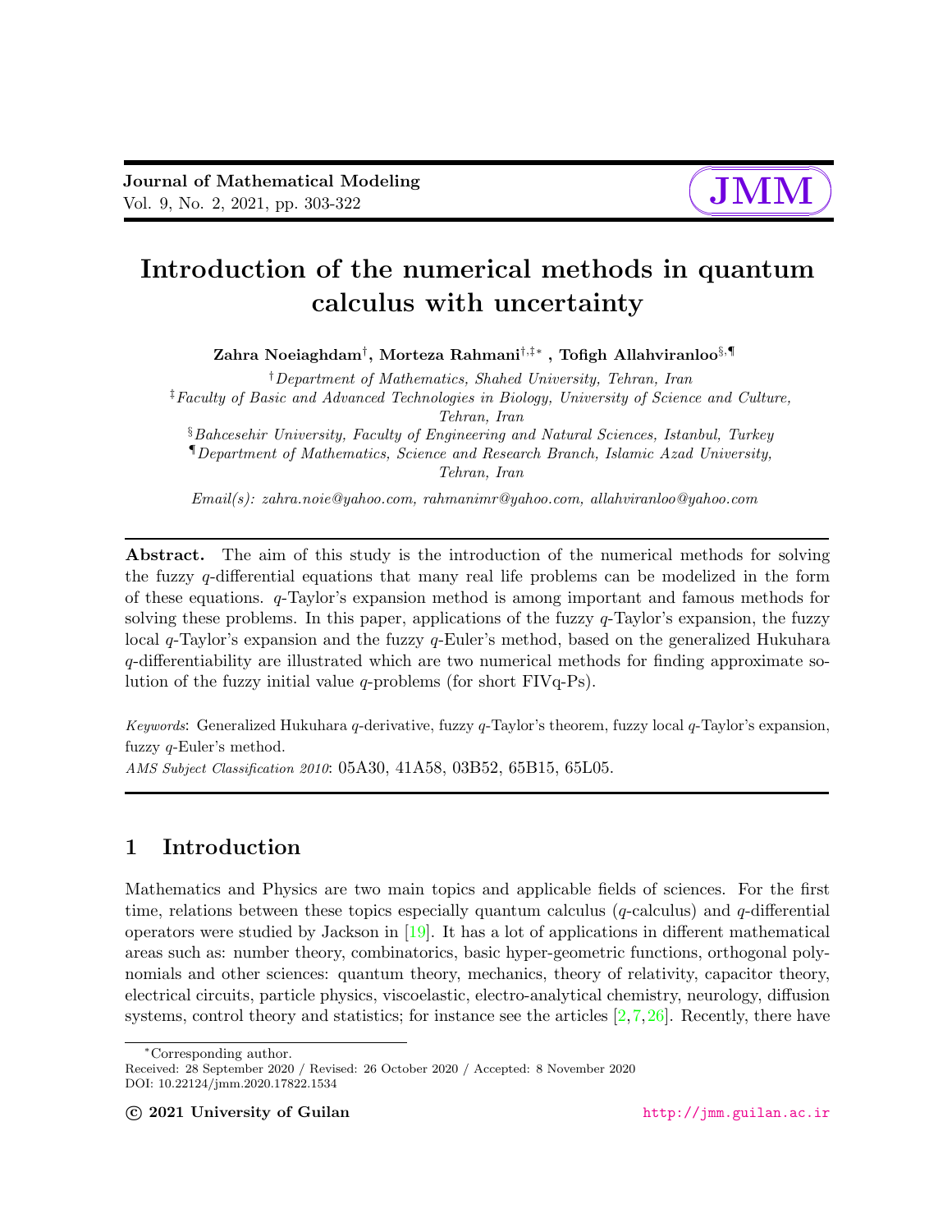# Introduction of the numerical methods in quantum calculus with uncertainty

**Zahra Noeiaghdam**[†], **Morteza Rahmani**[†,‡*], **Tofigh Allahviranloo**[§,¶]

[†]*Department of Mathematics, Shahed University, Tehran, Iran*

[‡]*Faculty of Basic and Advanced Technologies in Biology, University of Science and Culture, Tehran, Iran*

[§]*Bahcesehir University, Faculty of Engineering and Natural Sciences, Istanbul, Turkey*

[¶]*Department of Mathematics, Science and Research Branch, Islamic Azad University, Tehran, Iran*

*Email(s): zahra.noie@yahoo.com, rahmanimr@yahoo.com, allahviranloo@yahoo.com*

**Abstract.** The aim of this study is the introduction of the numerical methods for solving the fuzzy $q$-differential equations that many real life problems can be modelized in the form of these equations. $q$-Taylor's expansion method is among important and famous methods for solving these problems. In this paper, applications of the fuzzy $q$-Taylor's expansion, the fuzzy local $q$-Taylor's expansion and the fuzzy $q$-Euler's method, based on the generalized Hukuhara $q$-differentiability are illustrated which are two numerical methods for finding approximate solution of the fuzzy initial value $q$-problems (for short FIVq-Ps).

*Keywords*: Generalized Hukuhara $q$-derivative, fuzzy $q$-Taylor's theorem, fuzzy local $q$-Taylor's expansion, fuzzy $q$-Euler's method.

*AMS Subject Classification 2010*: 05A30, 41A58, 03B52, 65B15, 65L05.

## 1 Introduction

Mathematics and Physics are two main topics and applicable fields of sciences. For the first time, relations between these topics especially quantum calculus ($q$-calculus) and $q$-differential operators were studied by Jackson in [19]. It has a lot of applications in different mathematical areas such as: number theory, combinatorics, basic hyper-geometric functions, orthogonal polynomials and other sciences: quantum theory, mechanics, theory of relativity, capacitor theory, electrical circuits, particle physics, viscoelastic, electro-analytical chemistry, neurology, diffusion systems, control theory and statistics; for instance see the articles [2,7,26]. Recently, there have

*Corresponding author.

Received: 28 September 2020 / Revised: 26 October 2020 / Accepted: 8 November 2020

DOI: 10.22124/jmm.2020.17822.1534

© 2021 University of Guilan http://jmm.guilan.ac.ir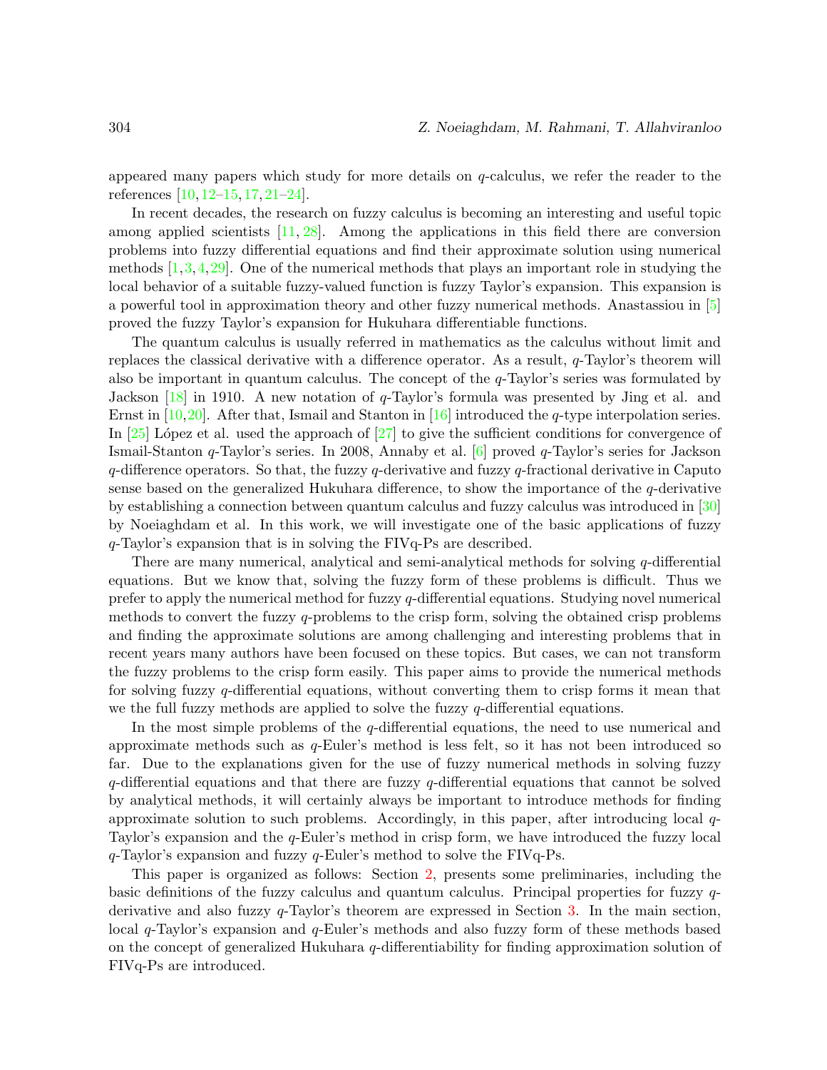appeared many papers which study for more details on $q$-calculus, we refer the reader to the references [10,12–15,17,21–24].

In recent decades, the research on fuzzy calculus is becoming an interesting and useful topic among applied scientists [11,28]. Among the applications in this field there are conversion problems into fuzzy differential equations and find their approximate solution using numerical methods [1,3,4,29]. One of the numerical methods that plays an important role in studying the local behavior of a suitable fuzzy-valued function is fuzzy Taylor's expansion. This expansion is a powerful tool in approximation theory and other fuzzy numerical methods. Anastassiou in [5] proved the fuzzy Taylor's expansion for Hukuhara differentiable functions.

The quantum calculus is usually referred in mathematics as the calculus without limit and replaces the classical derivative with a difference operator. As a result, $q$-Taylor's theorem will also be important in quantum calculus. The concept of the $q$-Taylor's series was formulated by Jackson [18] in 1910. A new notation of $q$-Taylor's formula was presented by Jing et al. and Ernst in [10,20]. After that, Ismail and Stanton in [16] introduced the $q$-type interpolation series. In [25] López et al. used the approach of [27] to give the sufficient conditions for convergence of Ismail-Stanton $q$-Taylor's series. In 2008, Annaby et al. [6] proved $q$-Taylor's series for Jackson $q$-difference operators. So that, the fuzzy $q$-derivative and fuzzy $q$-fractional derivative in Caputo sense based on the generalized Hukuhara difference, to show the importance of the $q$-derivative by establishing a connection between quantum calculus and fuzzy calculus was introduced in [30] by Noeiaghdam et al. In this work, we will investigate one of the basic applications of fuzzy $q$-Taylor's expansion that is in solving the FIVq-Ps are described.

There are many numerical, analytical and semi-analytical methods for solving $q$-differential equations. But we know that, solving the fuzzy form of these problems is difficult. Thus we prefer to apply the numerical method for fuzzy $q$-differential equations. Studying novel numerical methods to convert the fuzzy $q$-problems to the crisp form, solving the obtained crisp problems and finding the approximate solutions are among challenging and interesting problems that in recent years many authors have been focused on these topics. But cases, we can not transform the fuzzy problems to the crisp form easily. This paper aims to provide the numerical methods for solving fuzzy $q$-differential equations, without converting them to crisp forms it mean that we the full fuzzy methods are applied to solve the fuzzy $q$-differential equations.

In the most simple problems of the $q$-differential equations, the need to use numerical and approximate methods such as $q$-Euler's method is less felt, so it has not been introduced so far. Due to the explanations given for the use of fuzzy numerical methods in solving fuzzy $q$-differential equations and that there are fuzzy $q$-differential equations that cannot be solved by analytical methods, it will certainly always be important to introduce methods for finding approximate solution to such problems. Accordingly, in this paper, after introducing local $q$-Taylor's expansion and the $q$-Euler's method in crisp form, we have introduced the fuzzy local $q$-Taylor's expansion and fuzzy $q$-Euler's method to solve the FIVq-Ps.

This paper is organized as follows: Section 2, presents some preliminaries, including the basic definitions of the fuzzy calculus and quantum calculus. Principal properties for fuzzy $q$-derivative and also fuzzy $q$-Taylor's theorem are expressed in Section 3. In the main section, local $q$-Taylor's expansion and $q$-Euler's methods and also fuzzy form of these methods based on the concept of generalized Hukuhara $q$-differentiability for finding approximation solution of FIVq-Ps are introduced.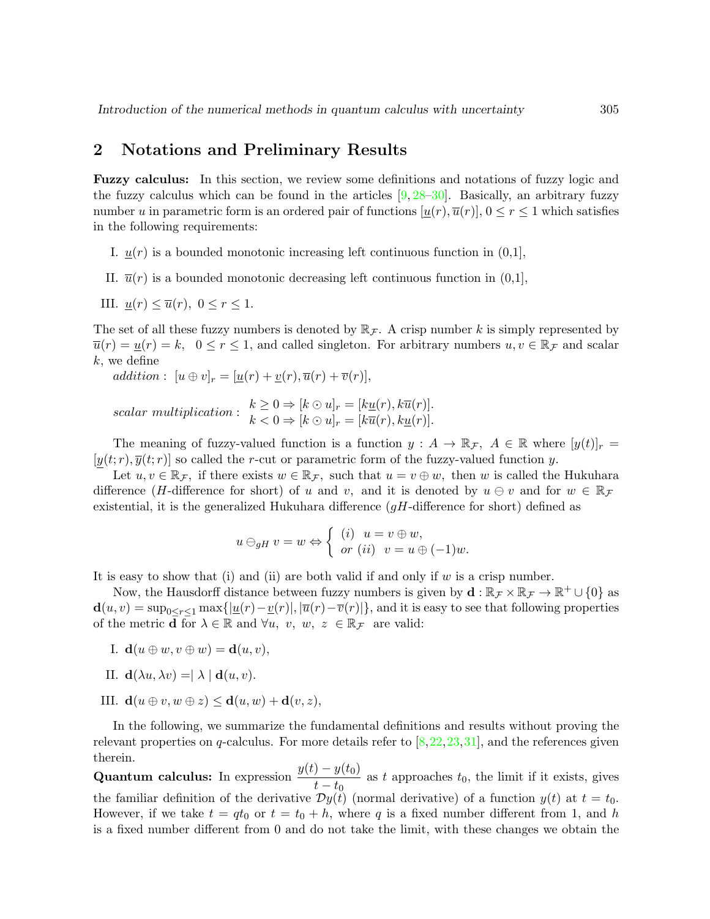## 2 Notations and Preliminary Results

**Fuzzy calculus:** In this section, we review some definitions and notations of fuzzy logic and the fuzzy calculus which can be found in the articles [9, 28–30]. Basically, an arbitrary fuzzy number $u$ in parametric form is an ordered pair of functions $[\underline{u}(r), \overline{u}(r)]$, $0 \leq r \leq 1$ which satisfies in the following requirements:

I. $\underline{u}(r)$ is a bounded monotonic increasing left continuous function in (0,1],

II. $\overline{u}(r)$ is a bounded monotonic decreasing left continuous function in (0,1],

III. $\underline{u}(r) \leq \overline{u}(r), \ 0 \leq r \leq 1$.

The set of all these fuzzy numbers is denoted by $\mathbb{R}_{\mathcal{F}}$. A crisp number $k$ is simply represented by $\overline{u}(r) = \underline{u}(r) = k, \ \ 0 \leq r \leq 1$, and called singleton. For arbitrary numbers $u, v \in \mathbb{R}_{\mathcal{F}}$ and scalar $k$, we define

*addition* : $[u \oplus v]_r = [\underline{u}(r) + \underline{v}(r), \overline{u}(r) + \overline{v}(r)]$,

*scalar multiplication* : $\begin{array}{l} k \geq 0 \Rightarrow [k \odot u]_r = [k\underline{u}(r), k\overline{u}(r)]. \\ k < 0 \Rightarrow [k \odot u]_r = [k\overline{u}(r), k\underline{u}(r)]. \end{array}$

The meaning of fuzzy-valued function is a function $y : A \to \mathbb{R}_{\mathcal{F}}, \ A \in \mathbb{R}$ where $[y(t)]_r = [\underline{y}(t;r), \overline{y}(t;r)]$ so called the $r$-cut or parametric form of the fuzzy-valued function $y$.

Let $u, v \in \mathbb{R}_{\mathcal{F}}$, if there exists $w \in \mathbb{R}_{\mathcal{F}}$, such that $u = v \oplus w$, then $w$ is called the Hukuhara difference ($H$-difference for short) of $u$ and $v$, and it is denoted by $u \ominus v$ and for $w \in \mathbb{R}_{\mathcal{F}}$ existential, it is the generalized Hukuhara difference ($gH$-difference for short) defined as

$$u \ominus_{gH} v = w \Leftrightarrow \left\{ \begin{array}{l} (i) \ \ u = v \oplus w, \\ or \ (ii) \ \ v = u \oplus (-1)w. \end{array} \right.$$

It is easy to show that (i) and (ii) are both valid if and only if $w$ is a crisp number.

Now, the Hausdorff distance between fuzzy numbers is given by $\mathbf{d} : \mathbb{R}_{\mathcal{F}} \times \mathbb{R}_{\mathcal{F}} \to \mathbb{R}^+ \cup \{0\}$ as $\mathbf{d}(u, v) = \sup_{0 \leq r \leq 1} \max\{|\underline{u}(r) - \underline{v}(r)|, |\overline{u}(r) - \overline{v}(r)|\}$, and it is easy to see that following properties of the metric $\mathbf{d}$ for $\lambda \in \mathbb{R}$ and $\forall u, \ v, \ w, \ z \ \in \mathbb{R}_{\mathcal{F}}$ are valid:

I. $\mathbf{d}(u \oplus w, v \oplus w) = \mathbf{d}(u, v)$,

II. $\mathbf{d}(\lambda u, \lambda v) = \mid \lambda \mid \mathbf{d}(u, v)$.

III. $\mathbf{d}(u \oplus v, w \oplus z) \leq \mathbf{d}(u, w) + \mathbf{d}(v, z)$,

In the following, we summarize the fundamental definitions and results without proving the relevant properties on $q$-calculus. For more details refer to [8, 22, 23, 31], and the references given therein.

**Quantum calculus:** In expression $\dfrac{y(t) - y(t_0)}{t - t_0}$ as $t$ approaches $t_0$, the limit if it exists, gives the familiar definition of the derivative $\mathcal{D}y(t)$ (normal derivative) of a function $y(t)$ at $t = t_0$. However, if we take $t = qt_0$ or $t = t_0 + h$, where $q$ is a fixed number different from 1, and $h$ is a fixed number different from 0 and do not take the limit, with these changes we obtain the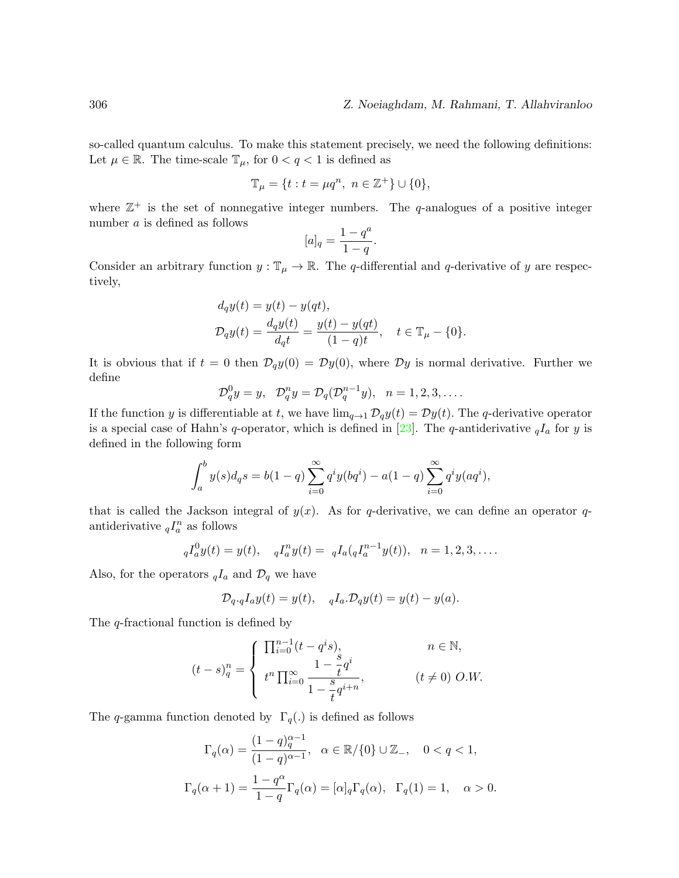so-called quantum calculus. To make this statement precisely, we need the following definitions: Let $\mu \in \mathbb{R}$. The time-scale $\mathbb{T}_\mu$, for $0 < q < 1$ is defined as

$$\mathbb{T}_\mu = \{t : t = \mu q^n, \ n \in \mathbb{Z}^+\} \cup \{0\},$$

where $\mathbb{Z}^+$ is the set of nonnegative integer numbers. The $q$-analogues of a positive integer number $a$ is defined as follows

$$[a]_q = \frac{1 - q^a}{1 - q}.$$

Consider an arbitrary function $y : \mathbb{T}_\mu \to \mathbb{R}$. The $q$-differential and $q$-derivative of $y$ are respectively,

$$d_q y(t) = y(t) - y(qt),$$
$$\mathcal{D}_q y(t) = \frac{d_q y(t)}{d_q t} = \frac{y(t) - y(qt)}{(1-q)t}, \quad t \in \mathbb{T}_\mu - \{0\}.$$

It is obvious that if $t = 0$ then $\mathcal{D}_q y(0) = \mathcal{D} y(0)$, where $\mathcal{D} y$ is normal derivative. Further we define

$$\mathcal{D}_q^0 y = y, \quad \mathcal{D}_q^n y = \mathcal{D}_q(\mathcal{D}_q^{n-1} y), \quad n = 1, 2, 3, \ldots.$$

If the function $y$ is differentiable at $t$, we have $\lim_{q \to 1} \mathcal{D}_q y(t) = \mathcal{D} y(t)$. The $q$-derivative operator is a special case of Hahn's $q$-operator, which is defined in [23]. The $q$-antiderivative ${}_qI_a$ for $y$ is defined in the following form

$$\int_a^b y(s) d_q s = b(1-q) \sum_{i=0}^{\infty} q^i y(bq^i) - a(1-q) \sum_{i=0}^{\infty} q^i y(aq^i),$$

that is called the Jackson integral of $y(x)$. As for $q$-derivative, we can define an operator $q$-antiderivative ${}_qI_a^n$ as follows

$${}_qI_a^0 y(t) = y(t), \quad {}_qI_a^n y(t) = {}_qI_a({}_qI_a^{n-1} y(t)), \quad n = 1, 2, 3, \ldots.$$

Also, for the operators ${}_qI_a$ and $\mathcal{D}_q$ we have

$$\mathcal{D}_q . {}_qI_a y(t) = y(t), \quad {}_qI_a . \mathcal{D}_q y(t) = y(t) - y(a).$$

The $q$-fractional function is defined by

$$(t-s)_q^n = \begin{cases} \prod_{i=0}^{n-1}(t - q^i s), & n \in \mathbb{N}, \\ t^n \prod_{i=0}^{\infty} \dfrac{1 - \frac{s}{t} q^i}{1 - \frac{s}{t} q^{i+n}}, & (t \neq 0) \ O.W. \end{cases}$$

The $q$-gamma function denoted by $\Gamma_q(.)$ is defined as follows

$$\Gamma_q(\alpha) = \frac{(1-q)_q^{\alpha - 1}}{(1-q)^{\alpha - 1}}, \quad \alpha \in \mathbb{R}/\{0\} \cup \mathbb{Z}_-, \quad 0 < q < 1,$$

$$\Gamma_q(\alpha + 1) = \frac{1 - q^\alpha}{1 - q} \Gamma_q(\alpha) = [\alpha]_q \Gamma_q(\alpha), \quad \Gamma_q(1) = 1, \quad \alpha > 0.$$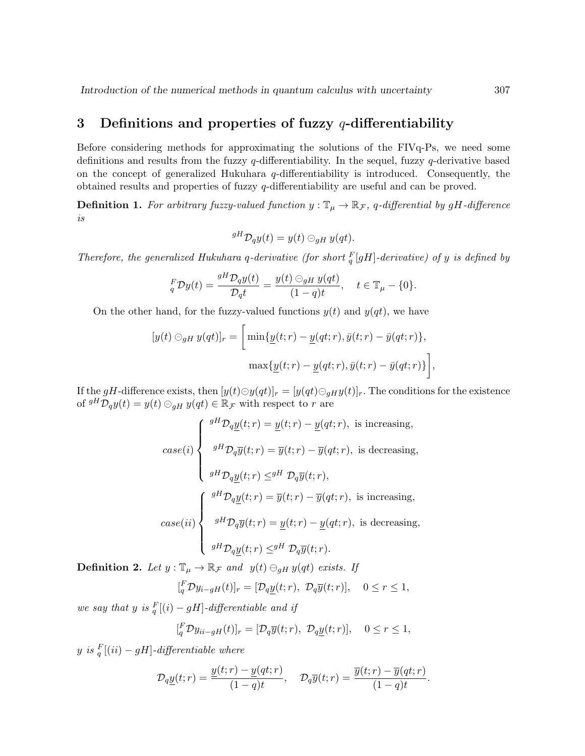## 3 Definitions and properties of fuzzy $q$-differentiability

Before considering methods for approximating the solutions of the FIVq-Ps, we need some definitions and results from the fuzzy $q$-differentiability. In the sequel, fuzzy $q$-derivative based on the concept of generalized Hukuhara $q$-differentiability is introduced. Consequently, the obtained results and properties of fuzzy $q$-differentiability are useful and can be proved.

**Definition 1.** *For arbitrary fuzzy-valued function $y : \mathbb{T}_\mu \to \mathbb{R}_\mathcal{F}$, $q$-differential by $gH$-difference is*

$$^{gH}\mathcal{D}_q y(t) = y(t) \ominus_{gH} y(qt).$$

*Therefore, the generalized Hukuhara $q$-derivative (for short ${}_q^F[gH]$-derivative) of $y$ is defined by*

$${}_q^F\mathcal{D}y(t) = \frac{^{gH}\mathcal{D}_q y(t)}{\mathcal{D}_q t} = \frac{y(t) \ominus_{gH} y(qt)}{(1-q)t}, \quad t \in \mathbb{T}_\mu - \{0\}.$$

On the other hand, for the fuzzy-valued functions $y(t)$ and $y(qt)$, we have

$$[y(t) \ominus_{gH} y(qt)]_r = \Bigg[ \min\{\underline{y}(t;r) - \underline{y}(qt;r), \bar{y}(t;r) - \bar{y}(qt;r)\}, \\ \max\{\underline{y}(t;r) - \underline{y}(qt;r), \bar{y}(t;r) - \bar{y}(qt;r)\} \Bigg],$$

If the $gH$-difference exists, then $[y(t) \ominus y(qt)]_r = [y(qt) \ominus_{gH} y(t)]_r$. The conditions for the existence of $^{gH}\mathcal{D}_q y(t) = y(t) \ominus_{gH} y(qt) \in \mathbb{R}_\mathcal{F}$ with respect to $r$ are

$$case(i) \begin{cases} {}^{gH}\mathcal{D}_q \underline{y}(t;r) = \underline{y}(t;r) - \underline{y}(qt;r), \text{ is increasing,} \\ {}^{gH}\mathcal{D}_q \overline{y}(t;r) = \overline{y}(t;r) - \overline{y}(qt;r), \text{ is decreasing,} \\ {}^{gH}\mathcal{D}_q \underline{y}(t;r) \leq {}^{gH}\mathcal{D}_q \overline{y}(t;r), \end{cases}$$

$$case(ii) \begin{cases} {}^{gH}\mathcal{D}_q \underline{y}(t;r) = \overline{y}(t;r) - \overline{y}(qt;r), \text{ is increasing,} \\ {}^{gH}\mathcal{D}_q \overline{y}(t;r) = \underline{y}(t;r) - \underline{y}(qt;r), \text{ is decreasing,} \\ {}^{gH}\mathcal{D}_q \underline{y}(t;r) \leq {}^{gH}\mathcal{D}_q \overline{y}(t;r). \end{cases}$$

**Definition 2.** *Let $y : \mathbb{T}_\mu \to \mathbb{R}_\mathcal{F}$ and $y(t) \ominus_{gH} y(qt)$ exists. If*

$$[{}_q^F\mathcal{D}y_{i-gH}(t)]_r = [\mathcal{D}_q \underline{y}(t;r),\ \mathcal{D}_q \overline{y}(t;r)], \quad 0 \leq r \leq 1,$$

*we say that $y$ is ${}_q^F[(i) - gH]$-differentiable and if*

$$[{}_q^F\mathcal{D}y_{ii-gH}(t)]_r = [\mathcal{D}_q \overline{y}(t;r),\ \mathcal{D}_q \underline{y}(t;r)], \quad 0 \leq r \leq 1,$$

*$y$ is ${}_q^F[(ii) - gH]$-differentiable where*

$$\mathcal{D}_q \underline{y}(t;r) = \frac{\underline{y}(t;r) - \underline{y}(qt;r)}{(1-q)t}, \quad \mathcal{D}_q \overline{y}(t;r) = \frac{\overline{y}(t;r) - \overline{y}(qt;r)}{(1-q)t}.$$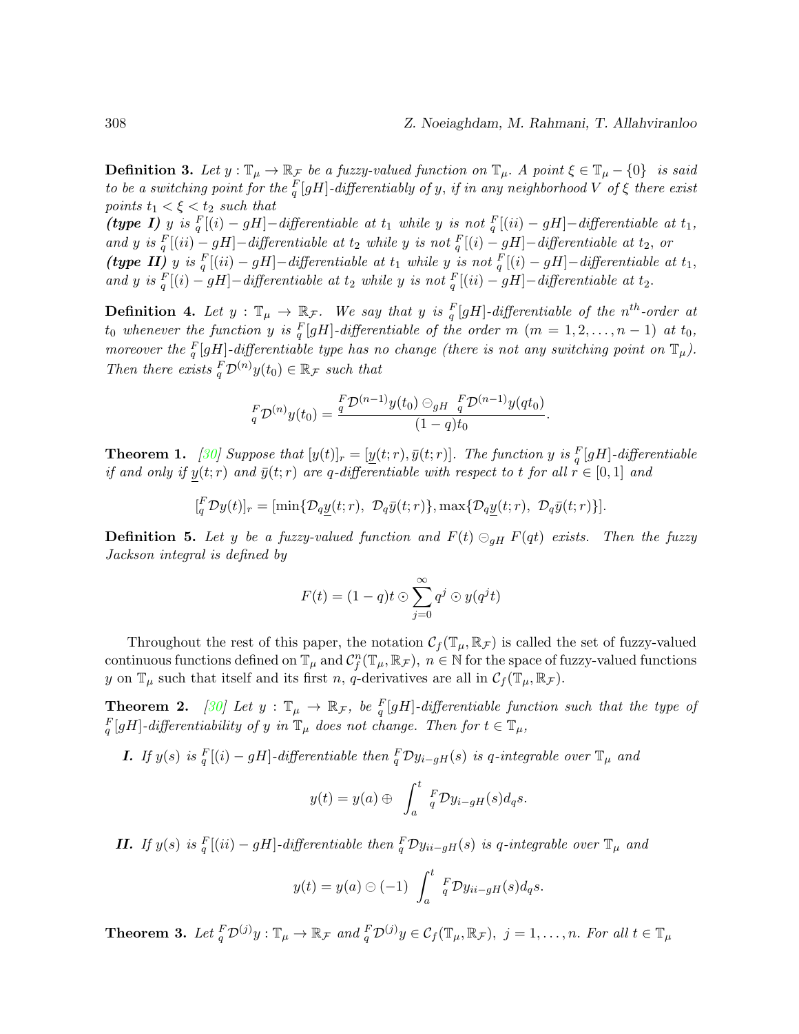**Definition 3.** *Let $y : \mathbb{T}_\mu \to \mathbb{R}_\mathcal{F}$ be a fuzzy-valued function on $\mathbb{T}_\mu$. A point $\xi \in \mathbb{T}_\mu - \{0\}$ is said to be a switching point for the ${}^F_q[gH]$-differentiably of $y$, if in any neighborhood $V$ of $\xi$ there exist points $t_1 < \xi < t_2$ such that*
***(type I)*** *$y$ is ${}^F_q[(i)-gH]-$differentiable at $t_1$ while $y$ is not ${}^F_q[(ii)-gH]-$differentiable at $t_1$, and $y$ is ${}^F_q[(ii)-gH]-$differentiable at $t_2$ while $y$ is not ${}^F_q[(i)-gH]-$differentiable at $t_2$, or*
***(type II)*** *$y$ is ${}^F_q[(ii)-gH]-$differentiable at $t_1$ while $y$ is not ${}^F_q[(i)-gH]-$differentiable at $t_1$, and $y$ is ${}^F_q[(i)-gH]-$differentiable at $t_2$ while $y$ is not ${}^F_q[(ii)-gH]-$differentiable at $t_2$.*

**Definition 4.** *Let $y : \mathbb{T}_\mu \to \mathbb{R}_\mathcal{F}$. We say that $y$ is ${}^F_q[gH]$-differentiable of the $n^{th}$-order at $t_0$ whenever the function $y$ is ${}^F_q[gH]$-differentiable of the order $m$ $(m = 1, 2, \ldots, n-1)$ at $t_0$, moreover the ${}^F_q[gH]$-differentiable type has no change (there is not any switching point on $\mathbb{T}_\mu$). Then there exists ${}^F_q\mathcal{D}^{(n)}y(t_0) \in \mathbb{R}_\mathcal{F}$ such that*

$$ {}^F_q\mathcal{D}^{(n)}y(t_0) = \frac{{}^F_q\mathcal{D}^{(n-1)}y(t_0) \ominus_{gH} {}^F_q\mathcal{D}^{(n-1)}y(qt_0)}{(1-q)t_0}. $$

**Theorem 1.** *[30] Suppose that $[y(t)]_r = [\underline{y}(t;r), \bar{y}(t;r)]$. The function $y$ is ${}^F_q[gH]$-differentiable if and only if $\underline{y}(t;r)$ and $\bar{y}(t;r)$ are $q$-differentiable with respect to $t$ for all $r \in [0,1]$ and*

$$ [{}^F_q\mathcal{D}y(t)]_r = [\min\{\mathcal{D}_q\underline{y}(t;r),\ \mathcal{D}_q\bar{y}(t;r)\}, \max\{\mathcal{D}_q\underline{y}(t;r),\ \mathcal{D}_q\bar{y}(t;r)\}]. $$

**Definition 5.** *Let $y$ be a fuzzy-valued function and $F(t) \ominus_{gH} F(qt)$ exists. Then the fuzzy Jackson integral is defined by*

$$ F(t) = (1-q)t \odot \sum_{j=0}^{\infty} q^j \odot y(q^j t) $$

Throughout the rest of this paper, the notation $\mathcal{C}_f(\mathbb{T}_\mu, \mathbb{R}_\mathcal{F})$ is called the set of fuzzy-valued continuous functions defined on $\mathbb{T}_\mu$ and $\mathcal{C}^n_f(\mathbb{T}_\mu, \mathbb{R}_\mathcal{F})$, $n \in \mathbb{N}$ for the space of fuzzy-valued functions $y$ on $\mathbb{T}_\mu$ such that itself and its first $n$, $q$-derivatives are all in $\mathcal{C}_f(\mathbb{T}_\mu, \mathbb{R}_\mathcal{F})$.

**Theorem 2.** *[30] Let $y : \mathbb{T}_\mu \to \mathbb{R}_\mathcal{F}$, be ${}^F_q[gH]$-differentiable function such that the type of ${}^F_q[gH]$-differentiability of $y$ in $\mathbb{T}_\mu$ does not change. Then for $t \in \mathbb{T}_\mu$,*

***I.*** *If $y(s)$ is ${}^F_q[(i)-gH]$-differentiable then ${}^F_q\mathcal{D}y_{i-gH}(s)$ is $q$-integrable over $\mathbb{T}_\mu$ and*

$$ y(t) = y(a) \oplus \int_a^t {}^F_q\mathcal{D}y_{i-gH}(s)d_qs. $$

***II.*** *If $y(s)$ is ${}^F_q[(ii)-gH]$-differentiable then ${}^F_q\mathcal{D}y_{ii-gH}(s)$ is $q$-integrable over $\mathbb{T}_\mu$ and*

$$ y(t) = y(a) \ominus (-1) \int_a^t {}^F_q\mathcal{D}y_{ii-gH}(s)d_qs. $$

**Theorem 3.** *Let ${}^F_q\mathcal{D}^{(j)}y : \mathbb{T}_\mu \to \mathbb{R}_\mathcal{F}$ and ${}^F_q\mathcal{D}^{(j)}y \in \mathcal{C}_f(\mathbb{T}_\mu, \mathbb{R}_\mathcal{F})$, $j = 1, \ldots, n$. For all $t \in \mathbb{T}_\mu$*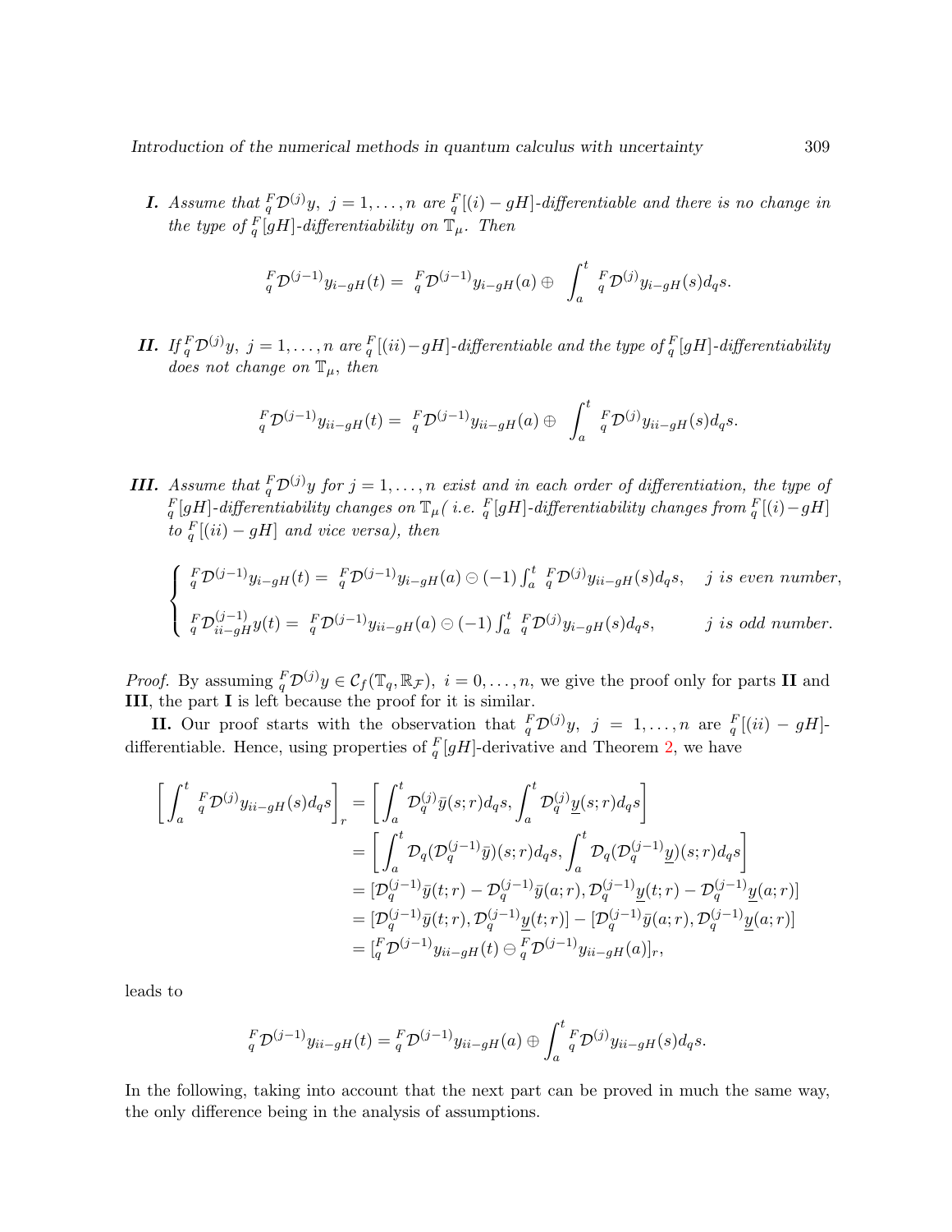***I.*** *Assume that* ${}^F_q\mathcal{D}^{(j)}y,\ j=1,\dots,n$ *are* ${}^F_q[(i)-gH]$*-differentiable and there is no change in the type of* ${}^F_q[gH]$*-differentiability on* $\mathbb{T}_\mu$*. Then*

$$
{}^F_q\mathcal{D}^{(j-1)}y_{i-gH}(t) = {}^F_q\mathcal{D}^{(j-1)}y_{i-gH}(a) \oplus \int_a^t {}^F_q\mathcal{D}^{(j)}y_{i-gH}(s)d_qs.
$$

***II.*** *If* ${}^F_q\mathcal{D}^{(j)}y,\ j=1,\dots,n$ *are* ${}^F_q[(ii)-gH]$*-differentiable and the type of* ${}^F_q[gH]$*-differentiability does not change on* $\mathbb{T}_\mu$*, then*

$$
{}^F_q\mathcal{D}^{(j-1)}y_{ii-gH}(t) = {}^F_q\mathcal{D}^{(j-1)}y_{ii-gH}(a) \oplus \int_a^t {}^F_q\mathcal{D}^{(j)}y_{ii-gH}(s)d_qs.
$$

***III.*** *Assume that* ${}^F_q\mathcal{D}^{(j)}y$ *for* $j=1,\dots,n$ *exist and in each order of differentiation, the type of* ${}^F_q[gH]$*-differentiability changes on* $\mathbb{T}_\mu$*( i.e.* ${}^F_q[gH]$*-differentiability changes from* ${}^F_q[(i)-gH]$ *to* ${}^F_q[(ii)-gH]$ *and vice versa), then*

$$
\begin{cases}
{}^F_q\mathcal{D}^{(j-1)}y_{i-gH}(t) = {}^F_q\mathcal{D}^{(j-1)}y_{i-gH}(a) \ominus (-1)\int_a^t {}^F_q\mathcal{D}^{(j)}y_{ii-gH}(s)d_qs, & j \text{ is even number},\\[2ex]
{}^F_q\mathcal{D}^{(j-1)}_{ii-gH}y(t) = {}^F_q\mathcal{D}^{(j-1)}y_{ii-gH}(a) \ominus (-1)\int_a^t {}^F_q\mathcal{D}^{(j)}y_{i-gH}(s)d_qs, & j \text{ is odd number}.
\end{cases}
$$

*Proof.* By assuming ${}^F_q\mathcal{D}^{(j)}y \in \mathcal{C}_f(\mathbb{T}_q,\mathbb{R}_\mathcal{F}),\ i=0,\dots,n$, we give the proof only for parts **II** and **III**, the part **I** is left because the proof for it is similar.

**II.** Our proof starts with the observation that ${}^F_q\mathcal{D}^{(j)}y,\ j=1,\dots,n$ are ${}^F_q[(ii)-gH]$-differentiable. Hence, using properties of ${}^F_q[gH]$-derivative and Theorem 2, we have

$$
\begin{aligned}
\left[\int_a^t {}^F_q\mathcal{D}^{(j)}y_{ii-gH}(s)d_qs\right]_r &= \left[\int_a^t \mathcal{D}_q^{(j)}\bar{y}(s;r)d_qs, \int_a^t \mathcal{D}_q^{(j)}\underline{y}(s;r)d_qs\right]\\
&= \left[\int_a^t \mathcal{D}_q(\mathcal{D}_q^{(j-1)}\bar{y})(s;r)d_qs, \int_a^t \mathcal{D}_q(\mathcal{D}_q^{(j-1)}\underline{y})(s;r)d_qs\right]\\
&= [\mathcal{D}_q^{(j-1)}\bar{y}(t;r) - \mathcal{D}_q^{(j-1)}\bar{y}(a;r), \mathcal{D}_q^{(j-1)}\underline{y}(t;r) - \mathcal{D}_q^{(j-1)}\underline{y}(a;r)]\\
&= [\mathcal{D}_q^{(j-1)}\bar{y}(t;r), \mathcal{D}_q^{(j-1)}\underline{y}(t;r)] - [\mathcal{D}_q^{(j-1)}\bar{y}(a;r), \mathcal{D}_q^{(j-1)}\underline{y}(a;r)]\\
&= [{}^F_q\mathcal{D}^{(j-1)}y_{ii-gH}(t) \ominus {}^F_q\mathcal{D}^{(j-1)}y_{ii-gH}(a)]_r,
\end{aligned}
$$

leads to

$$
{}^F_q\mathcal{D}^{(j-1)}y_{ii-gH}(t) = {}^F_q\mathcal{D}^{(j-1)}y_{ii-gH}(a) \oplus \int_a^t {}^F_q\mathcal{D}^{(j)}y_{ii-gH}(s)d_qs.
$$

In the following, taking into account that the next part can be proved in much the same way, the only difference being in the analysis of assumptions.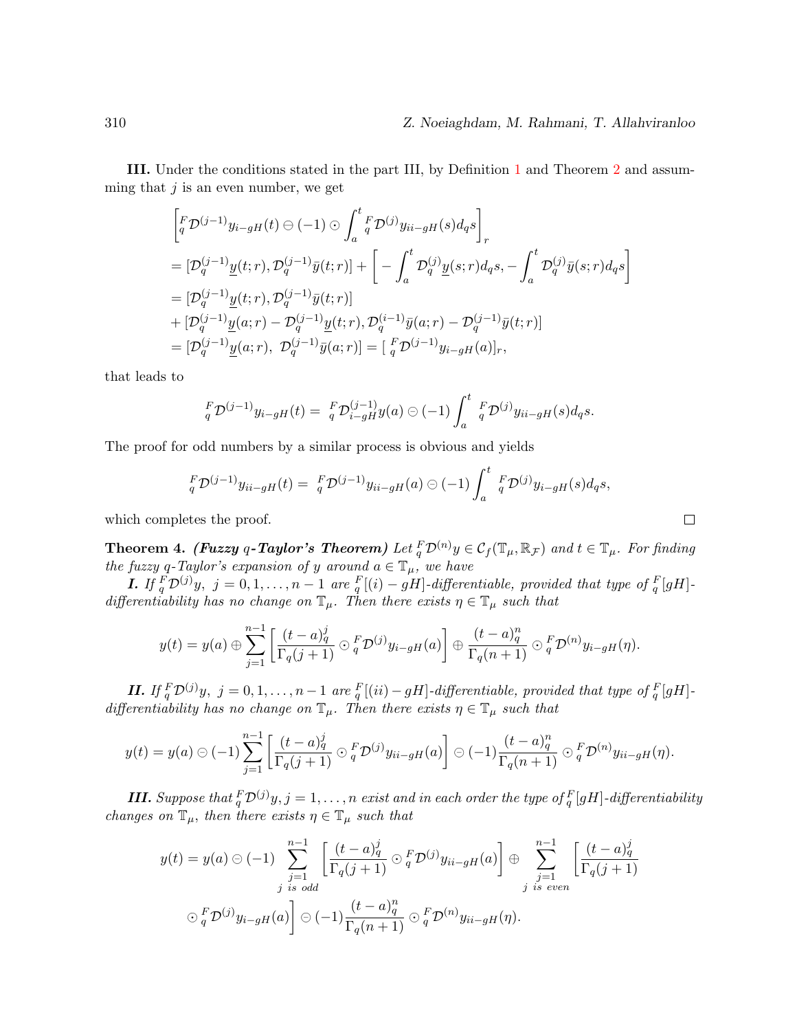**III.** Under the conditions stated in the part III, by Definition 1 and Theorem 2 and assumming that $j$ is an even number, we get

$$\left[{}^{F}_{q}\mathcal{D}^{(j-1)}y_{i-gH}(t) \ominus (-1) \odot \int_a^t {}^{F}_{q}\mathcal{D}^{(j)}y_{ii-gH}(s)d_qs\right]_r$$

$$= [\mathcal{D}_q^{(j-1)}\underline{y}(t;r), \mathcal{D}_q^{(j-1)}\bar{y}(t;r)] + \left[-\int_a^t \mathcal{D}_q^{(j)}\underline{y}(s;r)d_qs, -\int_a^t \mathcal{D}_q^{(j)}\bar{y}(s;r)d_qs\right]$$

$$= [\mathcal{D}_q^{(j-1)}\underline{y}(t;r), \mathcal{D}_q^{(j-1)}\bar{y}(t;r)]$$

$$+ [\mathcal{D}_q^{(j-1)}\underline{y}(a;r) - \mathcal{D}_q^{(j-1)}\underline{y}(t;r), \mathcal{D}_q^{(i-1)}\bar{y}(a;r) - \mathcal{D}_q^{(j-1)}\bar{y}(t;r)]$$

$$= [\mathcal{D}_q^{(j-1)}\underline{y}(a;r),\ \mathcal{D}_q^{(j-1)}\bar{y}(a;r)] = [\ {}^{F}_{q}\mathcal{D}^{(j-1)}y_{i-gH}(a)]_r,$$

that leads to

$${}^{F}_{q}\mathcal{D}^{(j-1)}y_{i-gH}(t) = {}^{F}_{q}\mathcal{D}^{(j-1)}_{i-gH}y(a) \ominus (-1)\int_a^t {}^{F}_{q}\mathcal{D}^{(j)}y_{ii-gH}(s)d_qs.$$

The proof for odd numbers by a similar process is obvious and yields

$${}^{F}_{q}\mathcal{D}^{(j-1)}y_{ii-gH}(t) = {}^{F}_{q}\mathcal{D}^{(j-1)}y_{ii-gH}(a) \ominus (-1)\int_a^t {}^{F}_{q}\mathcal{D}^{(j)}y_{i-gH}(s)d_qs,$$

which completes the proof. □

**Theorem 4.** ***(Fuzzy $q$-Taylor's Theorem)*** *Let ${}^{F}_{q}\mathcal{D}^{(n)}y \in \mathcal{C}_f(\mathbb{T}_\mu, \mathbb{R}_\mathcal{F})$ and $t \in \mathbb{T}_\mu$. For finding the fuzzy $q$-Taylor's expansion of $y$ around $a \in \mathbb{T}_\mu$, we have*

***I.*** *If ${}^{F}_{q}\mathcal{D}^{(j)}y,\ j = 0, 1, \ldots, n-1$ are ${}^{F}_{q}[(i) - gH]$-differentiable, provided that type of ${}^{F}_{q}[gH]$-differentiability has no change on $\mathbb{T}_\mu$. Then there exists $\eta \in \mathbb{T}_\mu$ such that*

$$y(t) = y(a) \oplus \sum_{j=1}^{n-1}\left[\frac{(t-a)_q^j}{\Gamma_q(j+1)} \odot {}^{F}_{q}\mathcal{D}^{(j)}y_{i-gH}(a)\right] \oplus \frac{(t-a)_q^n}{\Gamma_q(n+1)} \odot {}^{F}_{q}\mathcal{D}^{(n)}y_{i-gH}(\eta).$$

***II.*** *If ${}^{F}_{q}\mathcal{D}^{(j)}y,\ j = 0, 1, \ldots, n-1$ are ${}^{F}_{q}[(ii) - gH]$-differentiable, provided that type of ${}^{F}_{q}[gH]$-differentiability has no change on $\mathbb{T}_\mu$. Then there exists $\eta \in \mathbb{T}_\mu$ such that*

$$y(t) = y(a) \ominus (-1)\sum_{j=1}^{n-1}\left[\frac{(t-a)_q^j}{\Gamma_q(j+1)} \odot {}^{F}_{q}\mathcal{D}^{(j)}y_{ii-gH}(a)\right] \ominus (-1)\frac{(t-a)_q^n}{\Gamma_q(n+1)} \odot {}^{F}_{q}\mathcal{D}^{(n)}y_{ii-gH}(\eta).$$

***III.*** *Suppose that ${}^{F}_{q}\mathcal{D}^{(j)}y, j = 1, \ldots, n$ exist and in each order the type of ${}^{F}_{q}[gH]$-differentiability changes on $\mathbb{T}_\mu$, then there exists $\eta \in \mathbb{T}_\mu$ such that*

$$y(t) = y(a) \ominus (-1) \sum_{\substack{j=1 \\ j \text{ is odd}}}^{n-1} \left[\frac{(t-a)_q^j}{\Gamma_q(j+1)} \odot {}^{F}_{q}\mathcal{D}^{(j)}y_{ii-gH}(a)\right] \oplus \sum_{\substack{j=1 \\ j \text{ is even}}}^{n-1} \left[\frac{(t-a)_q^j}{\Gamma_q(j+1)} \odot {}^{F}_{q}\mathcal{D}^{(j)}y_{i-gH}(a)\right] \ominus (-1)\frac{(t-a)_q^n}{\Gamma_q(n+1)} \odot {}^{F}_{q}\mathcal{D}^{(n)}y_{ii-gH}(\eta).$$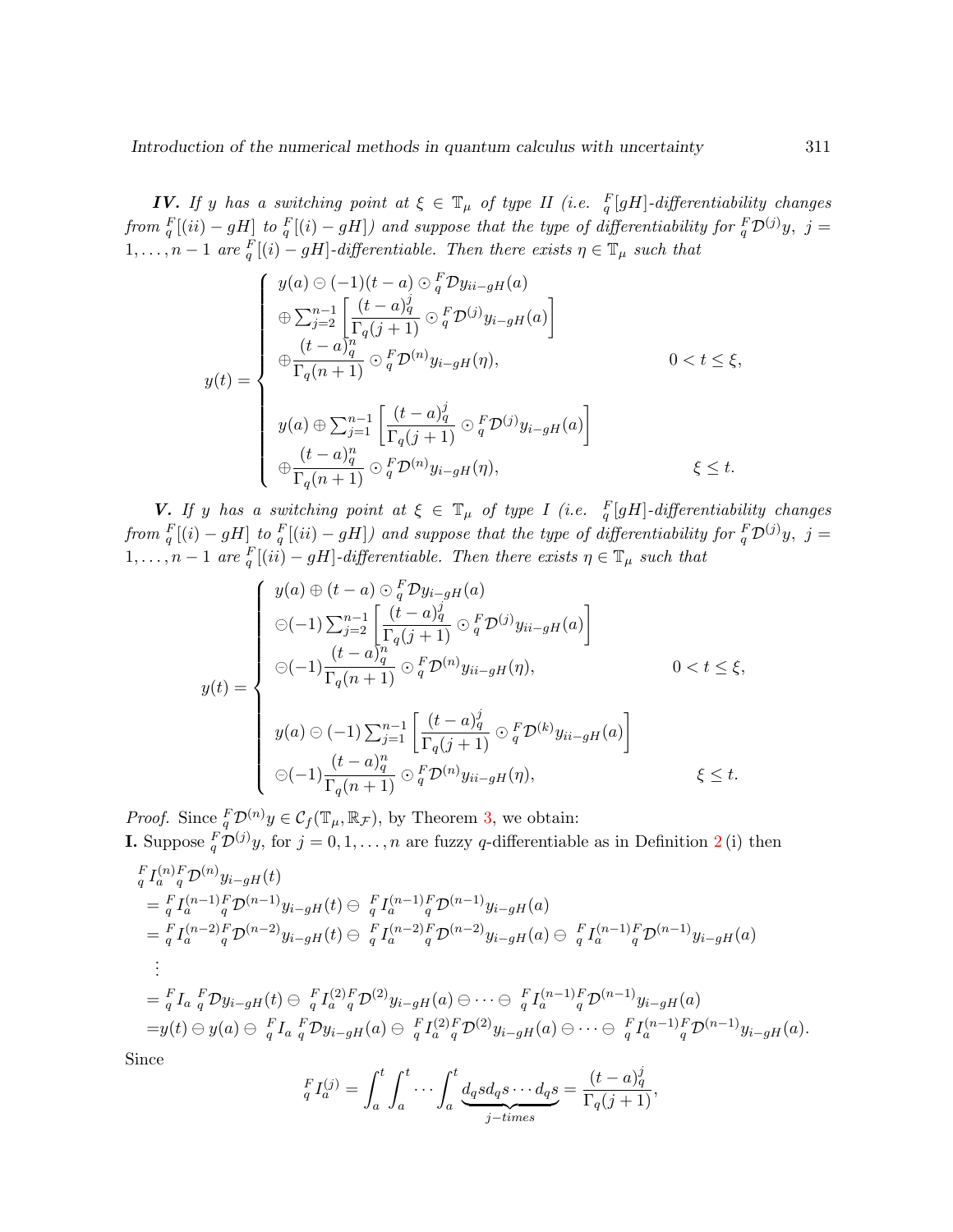***IV.*** *If $y$ has a switching point at $\xi \in \mathbb{T}_\mu$ of type II (i.e. ${}_q^F[gH]$-differentiability changes from ${}_q^F[(ii)-gH]$ to ${}_q^F[(i)-gH]$) and suppose that the type of differentiability for ${}_q^F\mathcal{D}^{(j)}y,\ j = 1,\dots,n-1$ are ${}_q^F[(i)-gH]$-differentiable. Then there exists $\eta \in \mathbb{T}_\mu$ such that*

$$
y(t) = \begin{cases} y(a) \ominus (-1)(t-a) \odot {}_q^F\mathcal{D}y_{ii-gH}(a) \\ \oplus \sum_{j=2}^{n-1} \left[ \dfrac{(t-a)_q^j}{\Gamma_q(j+1)} \odot {}_q^F\mathcal{D}^{(j)}y_{i-gH}(a) \right] \\ \oplus \dfrac{(t-a)_q^n}{\Gamma_q(n+1)} \odot {}_q^F\mathcal{D}^{(n)}y_{i-gH}(\eta), & 0 < t \leq \xi, \\ \\ y(a) \oplus \sum_{j=1}^{n-1} \left[ \dfrac{(t-a)_q^j}{\Gamma_q(j+1)} \odot {}_q^F\mathcal{D}^{(j)}y_{i-gH}(a) \right] \\ \oplus \dfrac{(t-a)_q^n}{\Gamma_q(n+1)} \odot {}_q^F\mathcal{D}^{(n)}y_{i-gH}(\eta), & \xi \leq t. \end{cases}
$$

***V.*** *If $y$ has a switching point at $\xi \in \mathbb{T}_\mu$ of type I (i.e. ${}_q^F[gH]$-differentiability changes from ${}_q^F[(i)-gH]$ to ${}_q^F[(ii)-gH]$) and suppose that the type of differentiability for ${}_q^F\mathcal{D}^{(j)}y,\ j = 1,\dots,n-1$ are ${}_q^F[(ii)-gH]$-differentiable. Then there exists $\eta \in \mathbb{T}_\mu$ such that*

$$
y(t) = \begin{cases} y(a) \oplus (t-a) \odot {}_q^F\mathcal{D}y_{i-gH}(a) \\ \ominus (-1) \sum_{j=2}^{n-1} \left[ \dfrac{(t-a)_q^j}{\Gamma_q(j+1)} \odot {}_q^F\mathcal{D}^{(j)}y_{ii-gH}(a) \right] \\ \ominus (-1) \dfrac{(t-a)_q^n}{\Gamma_q(n+1)} \odot {}_q^F\mathcal{D}^{(n)}y_{ii-gH}(\eta), & 0 < t \leq \xi, \\ \\ y(a) \ominus (-1) \sum_{j=1}^{n-1} \left[ \dfrac{(t-a)_q^j}{\Gamma_q(j+1)} \odot {}_q^F\mathcal{D}^{(k)}y_{ii-gH}(a) \right] \\ \ominus (-1) \dfrac{(t-a)_q^n}{\Gamma_q(n+1)} \odot {}_q^F\mathcal{D}^{(n)}y_{ii-gH}(\eta), & \xi \leq t. \end{cases}
$$

*Proof.* Since ${}_q^F\mathcal{D}^{(n)}y \in \mathcal{C}_f(\mathbb{T}_\mu, \mathbb{R}_\mathcal{F})$, by Theorem 3, we obtain:

**I.** Suppose ${}_q^F\mathcal{D}^{(j)}y$, for $j = 0,1,\dots,n$ are fuzzy $q$-differentiable as in Definition 2 (i) then

$$
\begin{aligned}
& {}_q^FI_a^{(n)} {}_q^F\mathcal{D}^{(n)}y_{i-gH}(t) \\
&= {}_q^FI_a^{(n-1)} {}_q^F\mathcal{D}^{(n-1)}y_{i-gH}(t) \ominus {}_q^FI_a^{(n-1)} {}_q^F\mathcal{D}^{(n-1)}y_{i-gH}(a) \\
&= {}_q^FI_a^{(n-2)} {}_q^F\mathcal{D}^{(n-2)}y_{i-gH}(t) \ominus {}_q^FI_a^{(n-2)} {}_q^F\mathcal{D}^{(n-2)}y_{i-gH}(a) \ominus {}_q^FI_a^{(n-1)} {}_q^F\mathcal{D}^{(n-1)}y_{i-gH}(a) \\
&\ \ \vdots \\
&= {}_q^FI_a\, {}_q^F\mathcal{D}y_{i-gH}(t) \ominus {}_q^FI_a^{(2)} {}_q^F\mathcal{D}^{(2)}y_{i-gH}(a) \ominus \cdots \ominus {}_q^FI_a^{(n-1)} {}_q^F\mathcal{D}^{(n-1)}y_{i-gH}(a) \\
&= y(t) \ominus y(a) \ominus {}_q^FI_a\, {}_q^F\mathcal{D}y_{i-gH}(a) \ominus {}_q^FI_a^{(2)} {}_q^F\mathcal{D}^{(2)}y_{i-gH}(a) \ominus \cdots \ominus {}_q^FI_a^{(n-1)} {}_q^F\mathcal{D}^{(n-1)}y_{i-gH}(a).
\end{aligned}
$$

Since

$$
{}_q^FI_a^{(j)} = \int_a^t \int_a^t \cdots \int_a^t \underbrace{d_qs d_qs \cdots d_qs}_{j-times} = \frac{(t-a)_q^j}{\Gamma_q(j+1)},
$$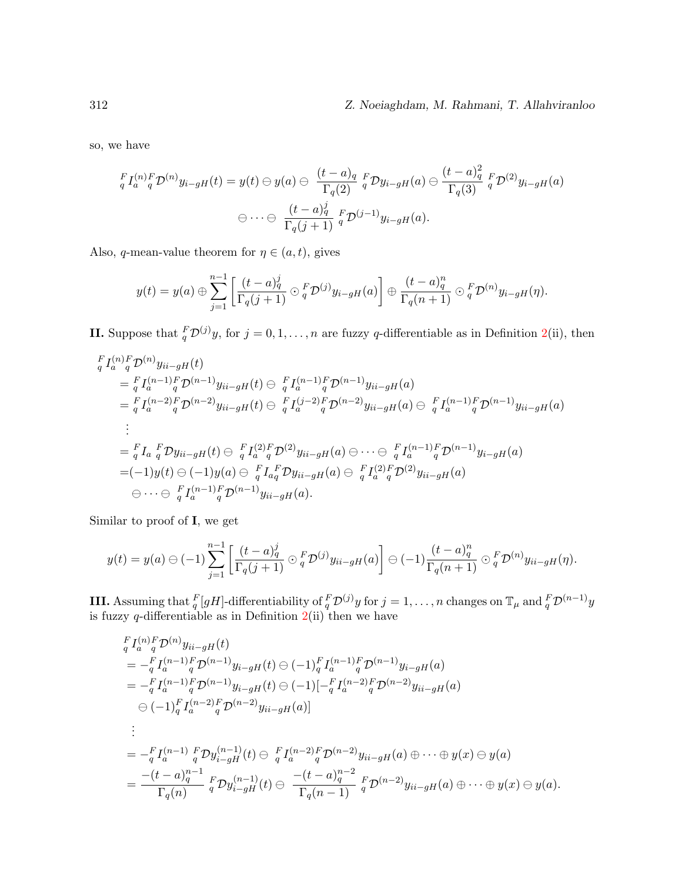so, we have

$$
{}_q^F I_a^{(n)} {}_q^F \mathcal{D}^{(n)} y_{i-gH}(t) = y(t) \ominus y(a) \ominus \frac{(t-a)_q}{\Gamma_q(2)} {}_q^F \mathcal{D} y_{i-gH}(a) \ominus \frac{(t-a)_q^2}{\Gamma_q(3)} {}_q^F \mathcal{D}^{(2)} y_{i-gH}(a)
$$

$$
\ominus \cdots \ominus \frac{(t-a)_q^j}{\Gamma_q(j+1)} {}_q^F \mathcal{D}^{(j-1)} y_{i-gH}(a).
$$

Also, $q$-mean-value theorem for $\eta \in (a,t)$, gives

$$
y(t) = y(a) \oplus \sum_{j=1}^{n-1} \left[ \frac{(t-a)_q^j}{\Gamma_q(j+1)} \odot {}_q^F \mathcal{D}^{(j)} y_{i-gH}(a) \right] \oplus \frac{(t-a)_q^n}{\Gamma_q(n+1)} \odot {}_q^F \mathcal{D}^{(n)} y_{i-gH}(\eta).
$$

**II.** Suppose that ${}_q^F \mathcal{D}^{(j)} y$, for $j = 0, 1, \ldots, n$ are fuzzy $q$-differentiable as in Definition 2(ii), then

$$
\begin{aligned}
&{}_q^F I_a^{(n)} {}_q^F \mathcal{D}^{(n)} y_{ii-gH}(t) \\
&= {}_q^F I_a^{(n-1)} {}_q^F \mathcal{D}^{(n-1)} y_{ii-gH}(t) \ominus {}_q^F I_a^{(n-1)} {}_q^F \mathcal{D}^{(n-1)} y_{ii-gH}(a) \\
&= {}_q^F I_a^{(n-2)} {}_q^F \mathcal{D}^{(n-2)} y_{ii-gH}(t) \ominus {}_q^F I_a^{(j-2)} {}_q^F \mathcal{D}^{(n-2)} y_{ii-gH}(a) \ominus {}_q^F I_a^{(n-1)} {}_q^F \mathcal{D}^{(n-1)} y_{ii-gH}(a) \\
&\ \vdots \\
&= {}_q^F I_a\, {}_q^F \mathcal{D} y_{ii-gH}(t) \ominus {}_q^F I_a^{(2)} {}_q^F \mathcal{D}^{(2)} y_{ii-gH}(a) \ominus \cdots \ominus {}_q^F I_a^{(n-1)} {}_q^F \mathcal{D}^{(n-1)} y_{i-gH}(a) \\
&= (-1) y(t) \ominus (-1) y(a) \ominus {}_q^F I_a {}_q^F \mathcal{D} y_{ii-gH}(a) \ominus {}_q^F I_a^{(2)} {}_q^F \mathcal{D}^{(2)} y_{ii-gH}(a) \\
&\quad \ominus \cdots \ominus {}_q^F I_a^{(n-1)} {}_q^F \mathcal{D}^{(n-1)} y_{ii-gH}(a).
\end{aligned}
$$

Similar to proof of **I**, we get

$$
y(t) = y(a) \ominus (-1) \sum_{j=1}^{n-1} \left[ \frac{(t-a)_q^j}{\Gamma_q(j+1)} \odot {}_q^F \mathcal{D}^{(j)} y_{ii-gH}(a) \right] \ominus (-1) \frac{(t-a)_q^n}{\Gamma_q(n+1)} \odot {}_q^F \mathcal{D}^{(n)} y_{ii-gH}(\eta).
$$

**III.** Assuming that ${}_q^F[gH]$-differentiability of ${}_q^F \mathcal{D}^{(j)} y$ for $j = 1, \ldots, n$ changes on $\mathbb{T}_\mu$ and ${}_q^F \mathcal{D}^{(n-1)} y$ is fuzzy $q$-differentiable as in Definition 2(ii) then we have

$$
\begin{aligned}
&{}_q^F I_a^{(n)} {}_q^F \mathcal{D}^{(n)} y_{ii-gH}(t) \\
&= -{}_q^F I_a^{(n-1)} {}_q^F \mathcal{D}^{(n-1)} y_{i-gH}(t) \ominus (-1) {}_q^F I_a^{(n-1)} {}_q^F \mathcal{D}^{(n-1)} y_{i-gH}(a) \\
&= -{}_q^F I_a^{(n-1)} {}_q^F \mathcal{D}^{(n-1)} y_{i-gH}(t) \ominus (-1) [-{}_q^F I_a^{(n-2)} {}_q^F \mathcal{D}^{(n-2)} y_{ii-gH}(a) \\
&\quad \ominus (-1) {}_q^F I_a^{(n-2)} {}_q^F \mathcal{D}^{(n-2)} y_{ii-gH}(a)] \\
&\ \vdots \\
&= -{}_q^F I_a^{(n-1)}\, {}_q^F \mathcal{D} y_{i-gH}^{(n-1)}(t) \ominus {}_q^F I_a^{(n-2)} {}_q^F \mathcal{D}^{(n-2)} y_{ii-gH}(a) \oplus \cdots \oplus y(x) \ominus y(a) \\
&= \frac{-(t-a)_q^{n-1}}{\Gamma_q(n)} {}_q^F \mathcal{D} y_{i-gH}^{(n-1)}(t) \ominus \frac{-(t-a)_q^{n-2}}{\Gamma_q(n-1)} {}_q^F \mathcal{D}^{(n-2)} y_{ii-gH}(a) \oplus \cdots \oplus y(x) \ominus y(a).
\end{aligned}
$$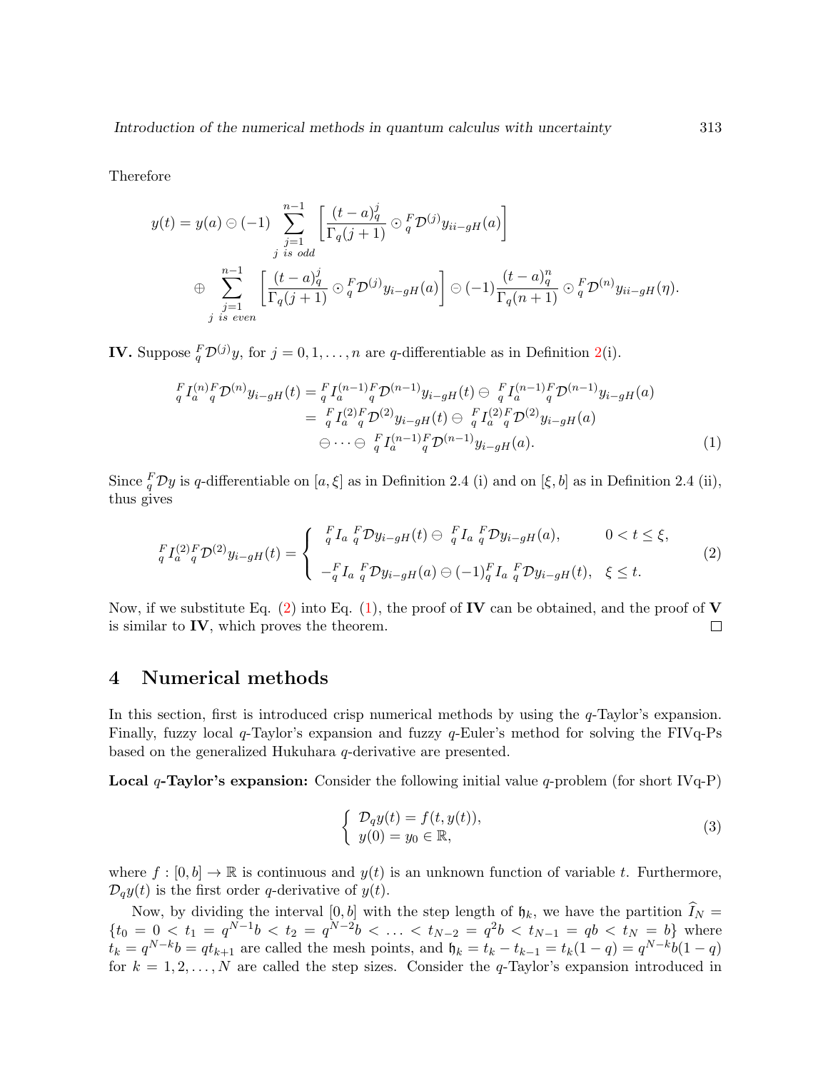Therefore

$$
\begin{aligned}
y(t) = y(a) \ominus (-1) & \sum_{\substack{j=1 \\ j \text{ is odd}}}^{n-1} \left[ \frac{(t-a)_q^j}{\Gamma_q(j+1)} \odot {}_q^F\mathcal{D}^{(j)} y_{ii-gH}(a) \right] \\
& \oplus \sum_{\substack{j=1 \\ j \text{ is even}}}^{n-1} \left[ \frac{(t-a)_q^j}{\Gamma_q(j+1)} \odot {}_q^F\mathcal{D}^{(j)} y_{i-gH}(a) \right] \ominus (-1) \frac{(t-a)_q^n}{\Gamma_q(n+1)} \odot {}_q^F\mathcal{D}^{(n)} y_{ii-gH}(\eta).
\end{aligned}
$$

**IV.** Suppose ${}_q^F\mathcal{D}^{(j)} y$, for $j = 0, 1, \ldots, n$ are $q$-differentiable as in Definition 2(i).

$$
\begin{aligned}
{}_q^F I_a^{(n)} {}_q^F\mathcal{D}^{(n)} y_{i-gH}(t) &= {}_q^F I_a^{(n-1)} {}_q^F\mathcal{D}^{(n-1)} y_{i-gH}(t) \ominus {}_q^F I_a^{(n-1)} {}_q^F\mathcal{D}^{(n-1)} y_{i-gH}(a) \\
&= {}_q^F I_a^{(2)} {}_q^F\mathcal{D}^{(2)} y_{i-gH}(t) \ominus {}_q^F I_a^{(2)} {}_q^F\mathcal{D}^{(2)} y_{i-gH}(a) \\
&\quad \ominus \cdots \ominus {}_q^F I_a^{(n-1)} {}_q^F\mathcal{D}^{(n-1)} y_{i-gH}(a). \qquad (1)
\end{aligned}
$$

Since ${}_q^F\mathcal{D}y$ is $q$-differentiable on $[a, \xi]$ as in Definition 2.4 (i) and on $[\xi, b]$ as in Definition 2.4 (ii), thus gives

$$
{}_q^F I_a^{(2)} {}_q^F\mathcal{D}^{(2)} y_{i-gH}(t) = \begin{cases} {}_q^F I_a \, {}_q^F\mathcal{D} y_{i-gH}(t) \ominus {}_q^F I_a \, {}_q^F\mathcal{D} y_{i-gH}(a), & 0 < t \le \xi, \\ -{}_q^F I_a \, {}_q^F\mathcal{D} y_{i-gH}(a) \ominus (-1) {}_q^F I_a \, {}_q^F\mathcal{D} y_{i-gH}(t), & \xi \le t. \end{cases} \qquad (2)
$$

Now, if we substitute Eq. (2) into Eq. (1), the proof of **IV** can be obtained, and the proof of **V** is similar to **IV**, which proves the theorem. □

## 4 Numerical methods

In this section, first is introduced crisp numerical methods by using the $q$-Taylor's expansion. Finally, fuzzy local $q$-Taylor's expansion and fuzzy $q$-Euler's method for solving the FIVq-Ps based on the generalized Hukuhara $q$-derivative are presented.

**Local $q$-Taylor's expansion:** Consider the following initial value $q$-problem (for short IVq-P)

$$
\begin{cases} \mathcal{D}_q y(t) = f(t, y(t)), \\ y(0) = y_0 \in \mathbb{R}, \end{cases} \qquad (3)
$$

where $f : [0, b] \to \mathbb{R}$ is continuous and $y(t)$ is an unknown function of variable $t$. Furthermore, $\mathcal{D}_q y(t)$ is the first order $q$-derivative of $y(t)$.

Now, by dividing the interval $[0, b]$ with the step length of $\mathfrak{h}_k$, we have the partition $\widehat{I}_N = \{t_0 = 0 < t_1 = q^{N-1}b < t_2 = q^{N-2}b < \ldots < t_{N-2} = q^2 b < t_{N-1} = qb < t_N = b\}$ where $t_k = q^{N-k} b = q t_{k+1}$ are called the mesh points, and $\mathfrak{h}_k = t_k - t_{k-1} = t_k(1-q) = q^{N-k} b(1-q)$ for $k = 1, 2, \ldots, N$ are called the step sizes. Consider the $q$-Taylor's expansion introduced in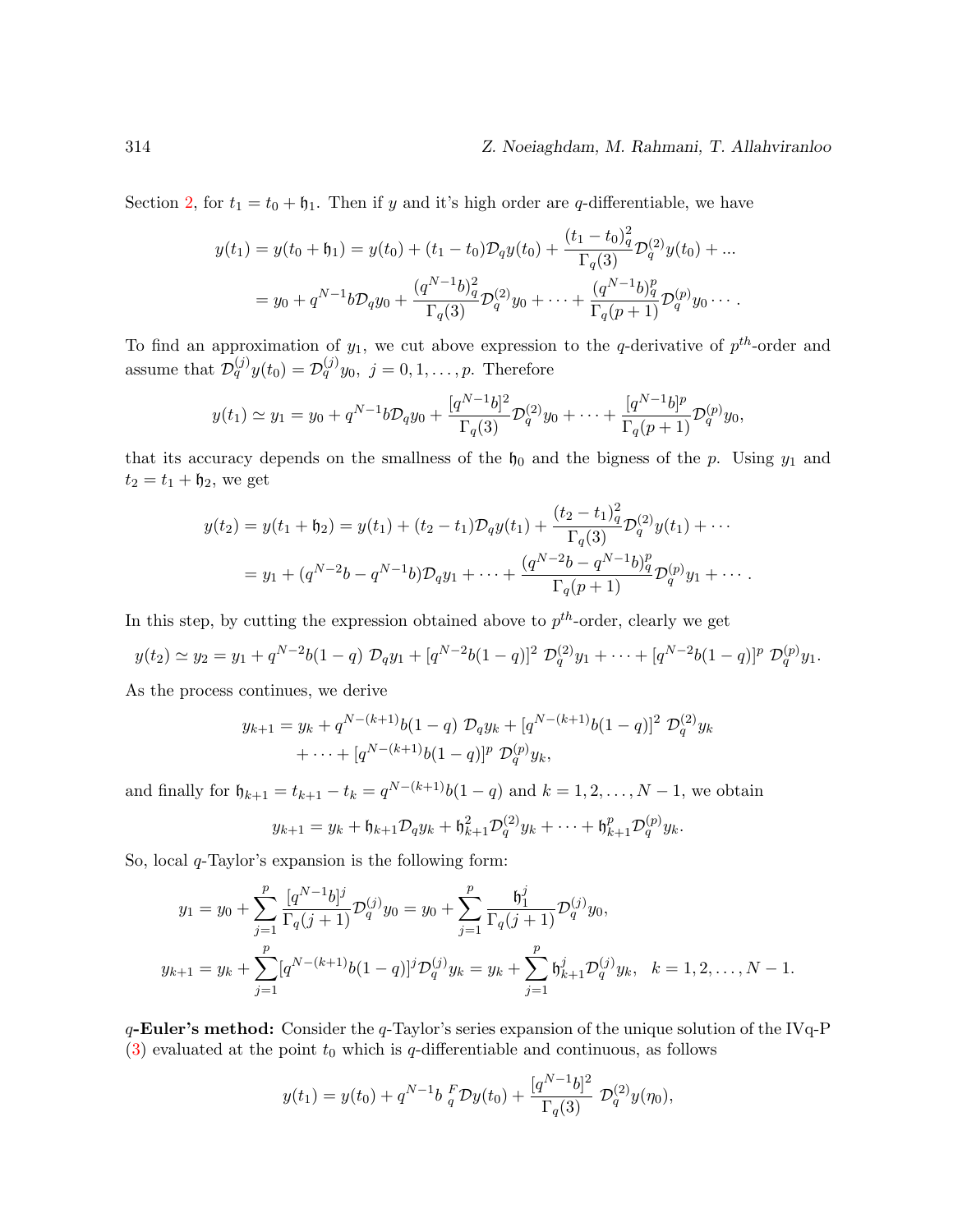Section 2, for $t_1 = t_0 + \mathfrak{h}_1$. Then if $y$ and it's high order are $q$-differentiable, we have

$$y(t_1) = y(t_0 + \mathfrak{h}_1) = y(t_0) + (t_1 - t_0)\mathcal{D}_q y(t_0) + \frac{(t_1 - t_0)_q^2}{\Gamma_q(3)}\mathcal{D}_q^{(2)} y(t_0) + ...$$

$$= y_0 + q^{N-1}b\mathcal{D}_q y_0 + \frac{(q^{N-1}b)_q^2}{\Gamma_q(3)}\mathcal{D}_q^{(2)} y_0 + \cdots + \frac{(q^{N-1}b)_q^p}{\Gamma_q(p+1)}\mathcal{D}_q^{(p)} y_0 \cdots .$$

To find an approximation of $y_1$, we cut above expression to the $q$-derivative of $p^{th}$-order and assume that $\mathcal{D}_q^{(j)} y(t_0) = \mathcal{D}_q^{(j)} y_0,\ j = 0, 1, \ldots, p$. Therefore

$$y(t_1) \simeq y_1 = y_0 + q^{N-1}b\mathcal{D}_q y_0 + \frac{[q^{N-1}b]^2}{\Gamma_q(3)}\mathcal{D}_q^{(2)} y_0 + \cdots + \frac{[q^{N-1}b]^p}{\Gamma_q(p+1)}\mathcal{D}_q^{(p)} y_0,$$

that its accuracy depends on the smallness of the $\mathfrak{h}_0$ and the bigness of the $p$. Using $y_1$ and $t_2 = t_1 + \mathfrak{h}_2$, we get

$$y(t_2) = y(t_1 + \mathfrak{h}_2) = y(t_1) + (t_2 - t_1)\mathcal{D}_q y(t_1) + \frac{(t_2 - t_1)_q^2}{\Gamma_q(3)}\mathcal{D}_q^{(2)} y(t_1) + \cdots$$

$$= y_1 + (q^{N-2}b - q^{N-1}b)\mathcal{D}_q y_1 + \cdots + \frac{(q^{N-2}b - q^{N-1}b)_q^p}{\Gamma_q(p+1)}\mathcal{D}_q^{(p)} y_1 + \cdots .$$

In this step, by cutting the expression obtained above to $p^{th}$-order, clearly we get

$$y(t_2) \simeq y_2 = y_1 + q^{N-2}b(1-q)\ \mathcal{D}_q y_1 + [q^{N-2}b(1-q)]^2\ \mathcal{D}_q^{(2)} y_1 + \cdots + [q^{N-2}b(1-q)]^p\ \mathcal{D}_q^{(p)} y_1.$$

As the process continues, we derive

$$y_{k+1} = y_k + q^{N-(k+1)}b(1-q)\ \mathcal{D}_q y_k + [q^{N-(k+1)}b(1-q)]^2\ \mathcal{D}_q^{(2)} y_k + \cdots + [q^{N-(k+1)}b(1-q)]^p\ \mathcal{D}_q^{(p)} y_k,$$

and finally for $\mathfrak{h}_{k+1} = t_{k+1} - t_k = q^{N-(k+1)}b(1-q)$ and $k = 1, 2, \ldots, N-1$, we obtain

$$y_{k+1} = y_k + \mathfrak{h}_{k+1}\mathcal{D}_q y_k + \mathfrak{h}_{k+1}^2\mathcal{D}_q^{(2)} y_k + \cdots + \mathfrak{h}_{k+1}^p\mathcal{D}_q^{(p)} y_k.$$

So, local $q$-Taylor's expansion is the following form:

$$y_1 = y_0 + \sum_{j=1}^{p}\frac{[q^{N-1}b]^j}{\Gamma_q(j+1)}\mathcal{D}_q^{(j)} y_0 = y_0 + \sum_{j=1}^{p}\frac{\mathfrak{h}_1^j}{\Gamma_q(j+1)}\mathcal{D}_q^{(j)} y_0,$$

$$y_{k+1} = y_k + \sum_{j=1}^{p}[q^{N-(k+1)}b(1-q)]^j\mathcal{D}_q^{(j)} y_k = y_k + \sum_{j=1}^{p}\mathfrak{h}_{k+1}^j\mathcal{D}_q^{(j)} y_k, \quad k = 1, 2, \ldots, N-1.$$

**$q$-Euler's method:** Consider the $q$-Taylor's series expansion of the unique solution of the IVq-P (3) evaluated at the point $t_0$ which is $q$-differentiable and continuous, as follows

$$y(t_1) = y(t_0) + q^{N-1}b\ {}_q^F\mathcal{D}y(t_0) + \frac{[q^{N-1}b]^2}{\Gamma_q(3)}\ \mathcal{D}_q^{(2)} y(\eta_0),$$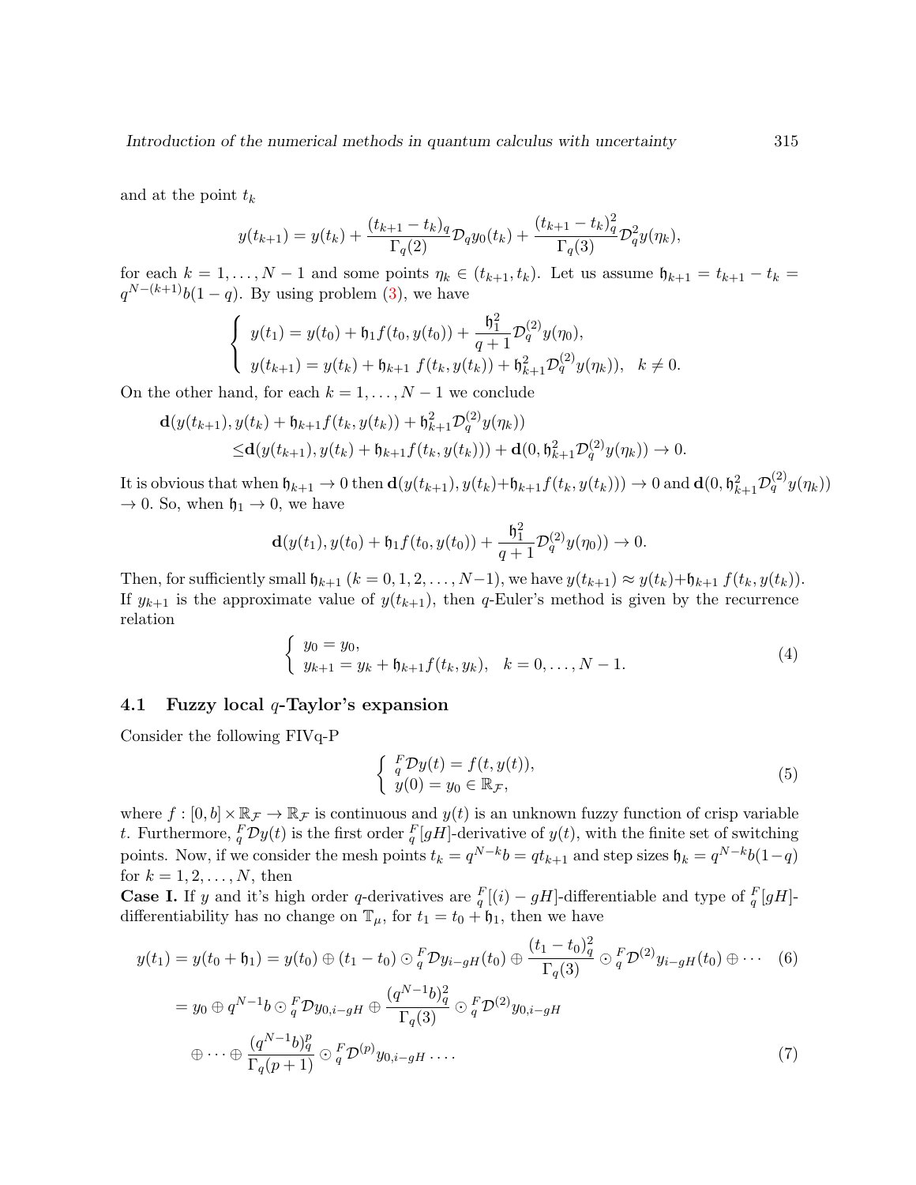and at the point $t_k$

$$y(t_{k+1}) = y(t_k) + \frac{(t_{k+1} - t_k)_q}{\Gamma_q(2)} \mathcal{D}_q y_0(t_k) + \frac{(t_{k+1} - t_k)_q^2}{\Gamma_q(3)} \mathcal{D}_q^2 y(\eta_k),$$

for each $k = 1, \ldots, N-1$ and some points $\eta_k \in (t_{k+1}, t_k)$. Let us assume $\mathfrak{h}_{k+1} = t_{k+1} - t_k = q^{N-(k+1)} b(1-q)$. By using problem (3), we have

$$\begin{cases} y(t_1) = y(t_0) + \mathfrak{h}_1 f(t_0, y(t_0)) + \dfrac{\mathfrak{h}_1^2}{q+1} \mathcal{D}_q^{(2)} y(\eta_0), \\ y(t_{k+1}) = y(t_k) + \mathfrak{h}_{k+1}\, f(t_k, y(t_k)) + \mathfrak{h}_{k+1}^2 \mathcal{D}_q^{(2)} y(\eta_k)), \quad k \neq 0. \end{cases}$$

On the other hand, for each $k = 1, \ldots, N-1$ we conclude

$$\begin{aligned} &\mathbf{d}(y(t_{k+1}), y(t_k) + \mathfrak{h}_{k+1} f(t_k, y(t_k)) + \mathfrak{h}_{k+1}^2 \mathcal{D}_q^{(2)} y(\eta_k)) \\ &\leq \mathbf{d}(y(t_{k+1}), y(t_k) + \mathfrak{h}_{k+1} f(t_k, y(t_k))) + \mathbf{d}(0, \mathfrak{h}_{k+1}^2 \mathcal{D}_q^{(2)} y(\eta_k)) \to 0. \end{aligned}$$

It is obvious that when $\mathfrak{h}_{k+1} \to 0$ then $\mathbf{d}(y(t_{k+1}), y(t_k) + \mathfrak{h}_{k+1} f(t_k, y(t_k))) \to 0$ and $\mathbf{d}(0, \mathfrak{h}_{k+1}^2 \mathcal{D}_q^{(2)} y(\eta_k)) \to 0$. So, when $\mathfrak{h}_1 \to 0$, we have

$$\mathbf{d}(y(t_1), y(t_0) + \mathfrak{h}_1 f(t_0, y(t_0)) + \frac{\mathfrak{h}_1^2}{q+1} \mathcal{D}_q^{(2)} y(\eta_0)) \to 0.$$

Then, for sufficiently small $\mathfrak{h}_{k+1}$ ($k = 0, 1, 2, \ldots, N-1$), we have $y(t_{k+1}) \approx y(t_k) + \mathfrak{h}_{k+1}\, f(t_k, y(t_k))$. If $y_{k+1}$ is the approximate value of $y(t_{k+1})$, then $q$-Euler's method is given by the recurrence relation

$$\begin{cases} y_0 = y_0, \\ y_{k+1} = y_k + \mathfrak{h}_{k+1} f(t_k, y_k), \quad k = 0, \ldots, N-1. \end{cases} \tag{4}$$

## 4.1 Fuzzy local $q$-Taylor's expansion

Consider the following FIVq-P

$$\begin{cases} {}_q^F\mathcal{D} y(t) = f(t, y(t)), \\ y(0) = y_0 \in \mathbb{R}_{\mathcal{F}}, \end{cases} \tag{5}$$

where $f : [0, b] \times \mathbb{R}_{\mathcal{F}} \to \mathbb{R}_{\mathcal{F}}$ is continuous and $y(t)$ is an unknown fuzzy function of crisp variable $t$. Furthermore, ${}_q^F\mathcal{D} y(t)$ is the first order ${}_q^F[gH]$-derivative of $y(t)$, with the finite set of switching points. Now, if we consider the mesh points $t_k = q^{N-k} b = q t_{k+1}$ and step sizes $\mathfrak{h}_k = q^{N-k} b(1-q)$ for $k = 1, 2, \ldots, N$, then

**Case I.** If $y$ and it's high order $q$-derivatives are ${}_q^F[(i) - gH]$-differentiable and type of ${}_q^F[gH]$-differentiability has no change on $\mathbb{T}_\mu$, for $t_1 = t_0 + \mathfrak{h}_1$, then we have

$$y(t_1) = y(t_0 + \mathfrak{h}_1) = y(t_0) \oplus (t_1 - t_0) \odot {}_q^F\mathcal{D} y_{i-gH}(t_0) \oplus \frac{(t_1 - t_0)_q^2}{\Gamma_q(3)} \odot {}_q^F\mathcal{D}^{(2)} y_{i-gH}(t_0) \oplus \cdots \tag{6}$$

$$\begin{aligned} &= y_0 \oplus q^{N-1} b \odot {}_q^F\mathcal{D} y_{0,i-gH} \oplus \frac{(q^{N-1} b)_q^2}{\Gamma_q(3)} \odot {}_q^F\mathcal{D}^{(2)} y_{0,i-gH} \\ &\quad \oplus \cdots \oplus \frac{(q^{N-1} b)_q^p}{\Gamma_q(p+1)} \odot {}_q^F\mathcal{D}^{(p)} y_{0,i-gH} \ldots . \end{aligned} \tag{7}$$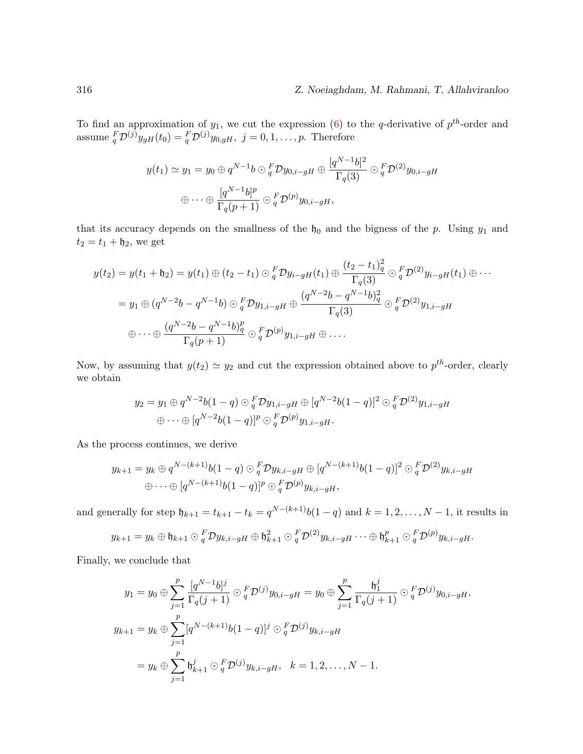To find an approximation of $y_1$, we cut the expression (6) to the $q$-derivative of $p^{th}$-order and assume ${}_q^F\mathcal{D}^{(j)}y_{gH}(t_0) = {}_q^F\mathcal{D}^{(j)}y_{0,gH}$, $j = 0, 1, \ldots, p$. Therefore

$$
\begin{aligned}
y(t_1) \simeq y_1 = y_0 &\oplus q^{N-1}b \odot {}_q^F\mathcal{D}y_{0,i-gH} \oplus \frac{[q^{N-1}b]^2}{\Gamma_q(3)} \odot {}_q^F\mathcal{D}^{(2)}y_{0,i-gH} \\
&\oplus \cdots \oplus \frac{[q^{N-1}b]^p}{\Gamma_q(p+1)} \odot {}_q^F\mathcal{D}^{(p)}y_{0,i-gH},
\end{aligned}
$$

that its accuracy depends on the smallness of the $\mathfrak{h}_0$ and the bigness of the $p$. Using $y_1$ and $t_2 = t_1 + \mathfrak{h}_2$, we get

$$
\begin{aligned}
y(t_2) = y(t_1 + \mathfrak{h}_2) &= y(t_1) \oplus (t_2 - t_1) \odot {}_q^F\mathcal{D}y_{i-gH}(t_1) \oplus \frac{(t_2 - t_1)_q^2}{\Gamma_q(3)} \odot {}_q^F\mathcal{D}^{(2)}y_{i-gH}(t_1) \oplus \cdots \\
&= y_1 \oplus (q^{N-2}b - q^{N-1}b) \odot {}_q^F\mathcal{D}y_{1,i-gH} \oplus \frac{(q^{N-2}b - q^{N-1}b)_q^2}{\Gamma_q(3)} \odot {}_q^F\mathcal{D}^{(2)}y_{1,i-gH} \\
&\quad \oplus \cdots \oplus \frac{(q^{N-2}b - q^{N-1}b)_q^p}{\Gamma_q(p+1)} \odot {}_q^F\mathcal{D}^{(p)}y_{1,i-gH} \oplus \cdots.
\end{aligned}
$$

Now, by assuming that $y(t_2) \simeq y_2$ and cut the expression obtained above to $p^{th}$-order, clearly we obtain

$$
\begin{aligned}
y_2 = y_1 &\oplus q^{N-2}b(1-q) \odot {}_q^F\mathcal{D}y_{1,i-gH} \oplus [q^{N-2}b(1-q)]^2 \odot {}_q^F\mathcal{D}^{(2)}y_{1,i-gH} \\
&\oplus \cdots \oplus [q^{N-2}b(1-q)]^p \odot {}_q^F\mathcal{D}^{(p)}y_{1,i-gH}.
\end{aligned}
$$

As the process continues, we derive

$$
\begin{aligned}
y_{k+1} = y_k &\oplus q^{N-(k+1)}b(1-q) \odot {}_q^F\mathcal{D}y_{k,i-gH} \oplus [q^{N-(k+1)}b(1-q)]^2 \odot {}_q^F\mathcal{D}^{(2)}y_{k,i-gH} \\
&\oplus \cdots \oplus [q^{N-(k+1)}b(1-q)]^p \odot {}_q^F\mathcal{D}^{(p)}y_{k,i-gH},
\end{aligned}
$$

and generally for step $\mathfrak{h}_{k+1} = t_{k+1} - t_k = q^{N-(k+1)}b(1-q)$ and $k = 1, 2, \ldots, N-1$, it results in

$$
y_{k+1} = y_k \oplus \mathfrak{h}_{k+1} \odot {}_q^F\mathcal{D}y_{k,i-gH} \oplus \mathfrak{h}_{k+1}^2 \odot {}_q^F\mathcal{D}^{(2)}y_{k,i-gH} \cdots \oplus \mathfrak{h}_{k+1}^p \odot {}_q^F\mathcal{D}^{(p)}y_{k,i-gH}.
$$

Finally, we conclude that

$$
\begin{aligned}
y_1 &= y_0 \oplus \sum_{j=1}^{p} \frac{[q^{N-1}b]^j}{\Gamma_q(j+1)} \odot {}_q^F\mathcal{D}^{(j)}y_{0,i-gH} = y_0 \oplus \sum_{j=1}^{p} \frac{\mathfrak{h}_1^j}{\Gamma_q(j+1)} \odot {}_q^F\mathcal{D}^{(j)}y_{0,i-gH}, \\
y_{k+1} &= y_k \oplus \sum_{j=1}^{p} [q^{N-(k+1)}b(1-q)]^j \odot {}_q^F\mathcal{D}^{(j)}y_{k,i-gH} \\
&= y_k \oplus \sum_{j=1}^{p} \mathfrak{h}_{k+1}^j \odot {}_q^F\mathcal{D}^{(j)}y_{k,i-gH}, \quad k = 1, 2, \ldots, N-1.
\end{aligned}
$$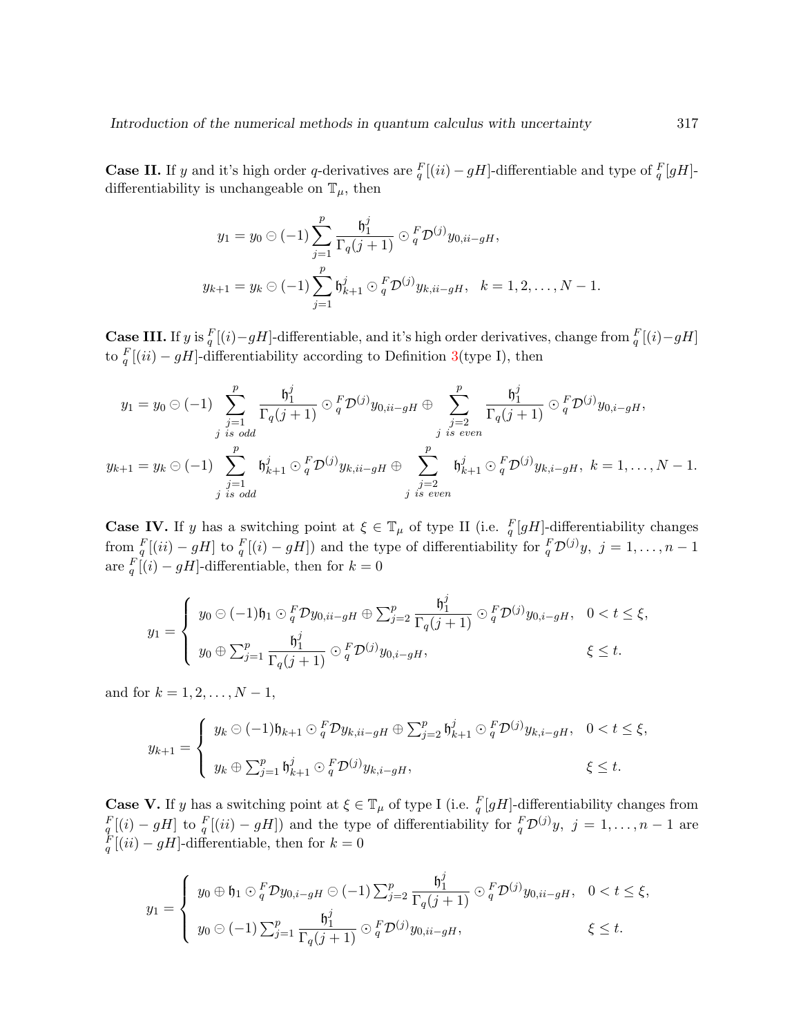**Case II.** If $y$ and it's high order $q$-derivatives are ${}_q^F[(ii)-gH]$-differentiable and type of ${}_q^F[gH]$-differentiability is unchangeable on $\mathbb{T}_\mu$, then

$$y_1 = y_0 \ominus (-1)\sum_{j=1}^{p} \frac{\mathfrak{h}_1^j}{\Gamma_q(j+1)} \odot {}_q^F\mathcal{D}^{(j)} y_{0,ii-gH},$$

$$y_{k+1} = y_k \ominus (-1)\sum_{j=1}^{p} \mathfrak{h}_{k+1}^j \odot {}_q^F\mathcal{D}^{(j)} y_{k,ii-gH}, \quad k = 1,2,\ldots,N-1.$$

**Case III.** If $y$ is ${}_q^F[(i)-gH]$-differentiable, and it's high order derivatives, change from ${}_q^F[(i)-gH]$ to ${}_q^F[(ii)-gH]$-differentiability according to Definition 3(type I), then

$$y_1 = y_0 \ominus (-1) \sum_{\substack{j=1 \\ j \text{ is odd}}}^{p} \frac{\mathfrak{h}_1^j}{\Gamma_q(j+1)} \odot {}_q^F\mathcal{D}^{(j)} y_{0,ii-gH} \oplus \sum_{\substack{j=2 \\ j \text{ is even}}}^{p} \frac{\mathfrak{h}_1^j}{\Gamma_q(j+1)} \odot {}_q^F\mathcal{D}^{(j)} y_{0,i-gH},$$

$$y_{k+1} = y_k \ominus (-1) \sum_{\substack{j=1 \\ j \text{ is odd}}}^{p} \mathfrak{h}_{k+1}^j \odot {}_q^F\mathcal{D}^{(j)} y_{k,ii-gH} \oplus \sum_{\substack{j=2 \\ j \text{ is even}}}^{p} \mathfrak{h}_{k+1}^j \odot {}_q^F\mathcal{D}^{(j)} y_{k,i-gH}, \ k = 1,\ldots,N-1.$$

**Case IV.** If $y$ has a switching point at $\xi \in \mathbb{T}_\mu$ of type II (i.e. ${}_q^F[gH]$-differentiability changes from ${}_q^F[(ii)-gH]$ to ${}_q^F[(i)-gH]$) and the type of differentiability for ${}_q^F\mathcal{D}^{(j)}y, \ j = 1,\ldots,n-1$ are ${}_q^F[(i)-gH]$-differentiable, then for $k = 0$

$$y_1 = \begin{cases} y_0 \ominus (-1)\mathfrak{h}_1 \odot {}_q^F\mathcal{D} y_{0,ii-gH} \oplus \sum_{j=2}^{p} \dfrac{\mathfrak{h}_1^j}{\Gamma_q(j+1)} \odot {}_q^F\mathcal{D}^{(j)} y_{0,i-gH}, & 0 < t \leq \xi, \\ y_0 \oplus \sum_{j=1}^{p} \dfrac{\mathfrak{h}_1^j}{\Gamma_q(j+1)} \odot {}_q^F\mathcal{D}^{(j)} y_{0,i-gH}, & \xi \leq t. \end{cases}$$

and for $k = 1,2,\ldots,N-1$,

$$y_{k+1} = \begin{cases} y_k \ominus (-1)\mathfrak{h}_{k+1} \odot {}_q^F\mathcal{D} y_{k,ii-gH} \oplus \sum_{j=2}^{p} \mathfrak{h}_{k+1}^j \odot {}_q^F\mathcal{D}^{(j)} y_{k,i-gH}, & 0 < t \leq \xi, \\ y_k \oplus \sum_{j=1}^{p} \mathfrak{h}_{k+1}^j \odot {}_q^F\mathcal{D}^{(j)} y_{k,i-gH}, & \xi \leq t. \end{cases}$$

**Case V.** If $y$ has a switching point at $\xi \in \mathbb{T}_\mu$ of type I (i.e. ${}_q^F[gH]$-differentiability changes from ${}_q^F[(i)-gH]$ to ${}_q^F[(ii)-gH]$) and the type of differentiability for ${}_q^F\mathcal{D}^{(j)}y, \ j = 1,\ldots,n-1$ are ${}_q^F[(ii)-gH]$-differentiable, then for $k = 0$

$$y_1 = \begin{cases} y_0 \oplus \mathfrak{h}_1 \odot {}_q^F\mathcal{D} y_{0,i-gH} \ominus (-1)\sum_{j=2}^{p} \dfrac{\mathfrak{h}_1^j}{\Gamma_q(j+1)} \odot {}_q^F\mathcal{D}^{(j)} y_{0,ii-gH}, & 0 < t \leq \xi, \\ y_0 \ominus (-1)\sum_{j=1}^{p} \dfrac{\mathfrak{h}_1^j}{\Gamma_q(j+1)} \odot {}_q^F\mathcal{D}^{(j)} y_{0,ii-gH}, & \xi \leq t. \end{cases}$$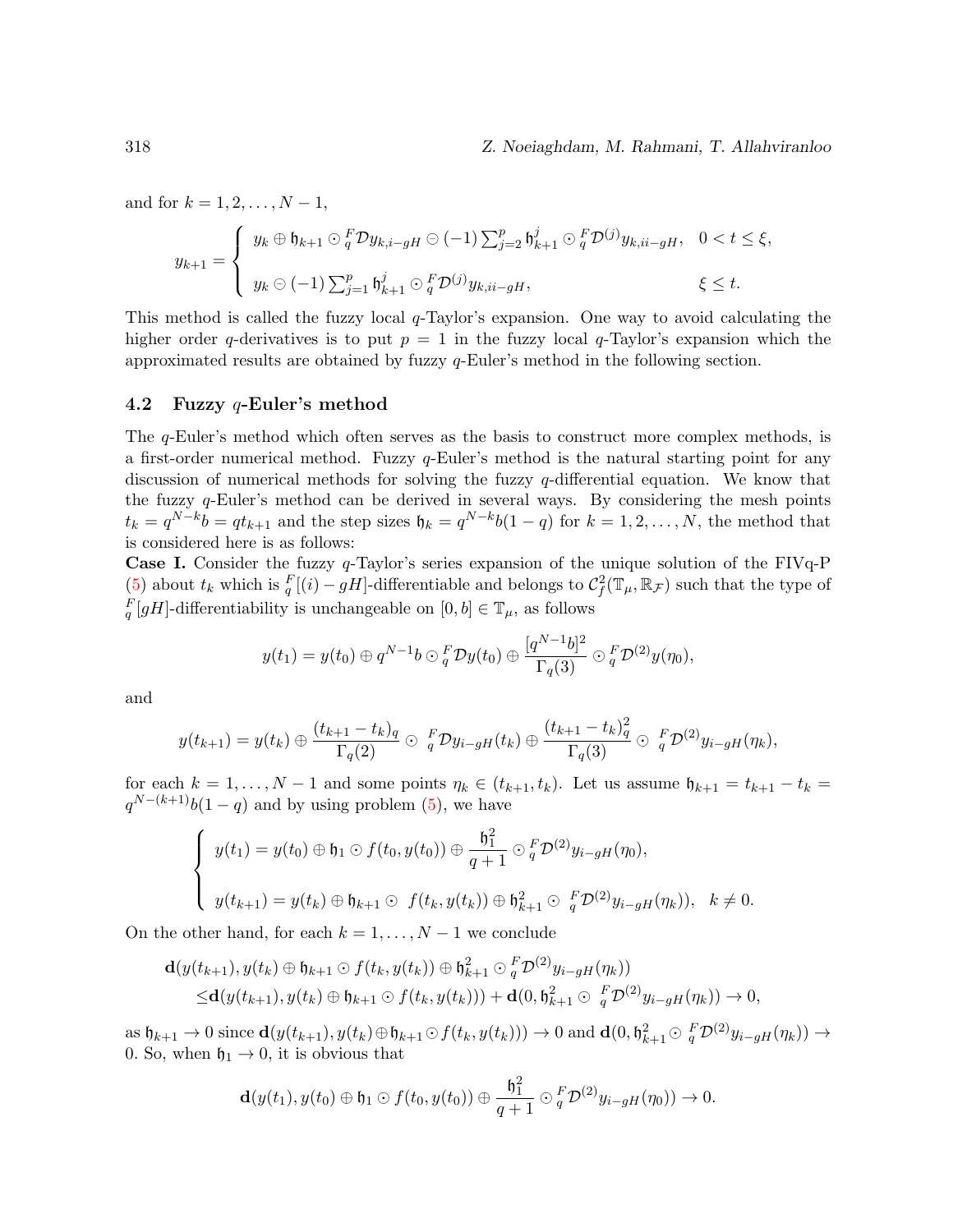and for $k = 1, 2, \ldots, N-1$,

$$y_{k+1} = \begin{cases} y_k \oplus \mathfrak{h}_{k+1} \odot {}_q^F\mathcal{D} y_{k,i-gH} \ominus (-1) \sum_{j=2}^{p} \mathfrak{h}_{k+1}^j \odot {}_q^F\mathcal{D}^{(j)} y_{k,ii-gH}, & 0 < t \leq \xi, \\ y_k \ominus (-1) \sum_{j=1}^{p} \mathfrak{h}_{k+1}^j \odot {}_q^F\mathcal{D}^{(j)} y_{k,ii-gH}, & \xi \leq t. \end{cases}$$

This method is called the fuzzy local $q$-Taylor's expansion. One way to avoid calculating the higher order $q$-derivatives is to put $p = 1$ in the fuzzy local $q$-Taylor's expansion which the approximated results are obtained by fuzzy $q$-Euler's method in the following section.

### 4.2 Fuzzy $q$-Euler's method

The $q$-Euler's method which often serves as the basis to construct more complex methods, is a first-order numerical method. Fuzzy $q$-Euler's method is the natural starting point for any discussion of numerical methods for solving the fuzzy $q$-differential equation. We know that the fuzzy $q$-Euler's method can be derived in several ways. By considering the mesh points $t_k = q^{N-k}b = qt_{k+1}$ and the step sizes $\mathfrak{h}_k = q^{N-k}b(1-q)$ for $k = 1, 2, \ldots, N$, the method that is considered here is as follows:

**Case I.** Consider the fuzzy $q$-Taylor's series expansion of the unique solution of the FIVq-P (5) about $t_k$ which is ${}_q^F[(i)-gH]$-differentiable and belongs to $\mathcal{C}_f^2(\mathbb{T}_\mu, \mathbb{R}_\mathcal{F})$ such that the type of ${}_q^F[gH]$-differentiability is unchangeable on $[0, b] \in \mathbb{T}_\mu$, as follows

$$y(t_1) = y(t_0) \oplus q^{N-1}b \odot {}_q^F\mathcal{D} y(t_0) \oplus \frac{[q^{N-1}b]^2}{\Gamma_q(3)} \odot {}_q^F\mathcal{D}^{(2)} y(\eta_0),$$

and

$$y(t_{k+1}) = y(t_k) \oplus \frac{(t_{k+1} - t_k)_q}{\Gamma_q(2)} \odot {}_q^F\mathcal{D} y_{i-gH}(t_k) \oplus \frac{(t_{k+1} - t_k)_q^2}{\Gamma_q(3)} \odot {}_q^F\mathcal{D}^{(2)} y_{i-gH}(\eta_k),$$

for each $k = 1, \ldots, N-1$ and some points $\eta_k \in (t_{k+1}, t_k)$. Let us assume $\mathfrak{h}_{k+1} = t_{k+1} - t_k = q^{N-(k+1)}b(1-q)$ and by using problem (5), we have

$$\begin{cases} y(t_1) = y(t_0) \oplus \mathfrak{h}_1 \odot f(t_0, y(t_0)) \oplus \dfrac{\mathfrak{h}_1^2}{q+1} \odot {}_q^F\mathcal{D}^{(2)} y_{i-gH}(\eta_0), \\ y(t_{k+1}) = y(t_k) \oplus \mathfrak{h}_{k+1} \odot \ f(t_k, y(t_k)) \oplus \mathfrak{h}_{k+1}^2 \odot \ {}_q^F\mathcal{D}^{(2)} y_{i-gH}(\eta_k)), \quad k \neq 0. \end{cases}$$

On the other hand, for each $k = 1, \ldots, N-1$ we conclude

$$\begin{aligned} &\mathbf{d}(y(t_{k+1}), y(t_k) \oplus \mathfrak{h}_{k+1} \odot f(t_k, y(t_k)) \oplus \mathfrak{h}_{k+1}^2 \odot {}_q^F\mathcal{D}^{(2)} y_{i-gH}(\eta_k)) \\ &\leq \mathbf{d}(y(t_{k+1}), y(t_k) \oplus \mathfrak{h}_{k+1} \odot f(t_k, y(t_k))) + \mathbf{d}(0, \mathfrak{h}_{k+1}^2 \odot \ {}_q^F\mathcal{D}^{(2)} y_{i-gH}(\eta_k)) \to 0, \end{aligned}$$

as $\mathfrak{h}_{k+1} \to 0$ since $\mathbf{d}(y(t_{k+1}), y(t_k) \oplus \mathfrak{h}_{k+1} \odot f(t_k, y(t_k))) \to 0$ and $\mathbf{d}(0, \mathfrak{h}_{k+1}^2 \odot {}_q^F\mathcal{D}^{(2)} y_{i-gH}(\eta_k)) \to 0$. So, when $\mathfrak{h}_1 \to 0$, it is obvious that

$$\mathbf{d}(y(t_1), y(t_0) \oplus \mathfrak{h}_1 \odot f(t_0, y(t_0)) \oplus \frac{\mathfrak{h}_1^2}{q+1} \odot {}_q^F\mathcal{D}^{(2)} y_{i-gH}(\eta_0)) \to 0.$$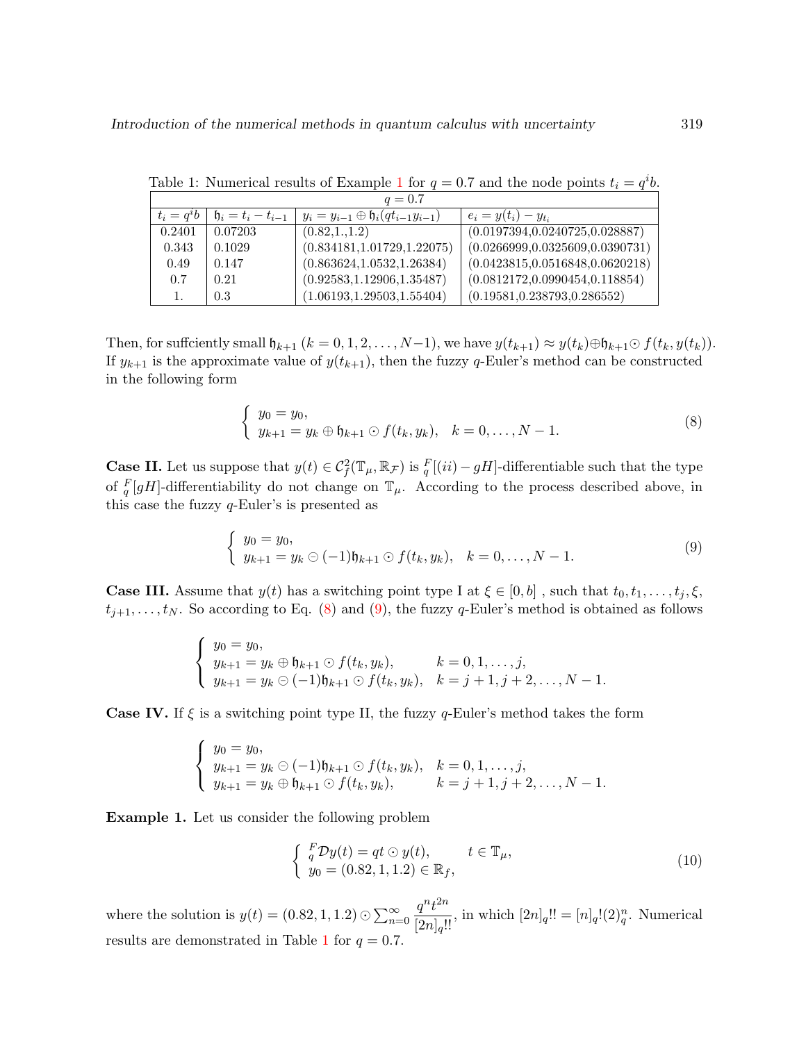Table 1: Numerical results of Example 1 for $q = 0.7$ and the node points $t_i = q^i b$.

| $q = 0.7$ | | | |
|---|---|---|---|
| $t_i = q^i b$ | $\mathfrak{h}_i = t_i - t_{i-1}$ | $y_i = y_{i-1} \oplus \mathfrak{h}_i (q t_{i-1} y_{i-1})$ | $e_i = y(t_i) - y_{t_i}$ |
| 0.2401 | 0.07203 | (0.82,1.,1.2) | (0.0197394,0.0240725,0.028887) |
| 0.343 | 0.1029 | (0.834181,1.01729,1.22075) | (0.0266999,0.0325609,0.0390731) |
| 0.49 | 0.147 | (0.863624,1.0532,1.26384) | (0.0423815,0.0516848,0.0620218) |
| 0.7 | 0.21 | (0.92583,1.12906,1.35487) | (0.0812172,0.0990454,0.118854) |
| 1. | 0.3 | (1.06193,1.29503,1.55404) | (0.19581,0.238793,0.286552) |

Then, for suffciently small $\mathfrak{h}_{k+1}$ $(k = 0, 1, 2, \ldots, N-1)$, we have $y(t_{k+1}) \approx y(t_k) \oplus \mathfrak{h}_{k+1} \odot f(t_k, y(t_k))$. If $y_{k+1}$ is the approximate value of $y(t_{k+1})$, then the fuzzy $q$-Euler's method can be constructed in the following form

$$\begin{cases} y_0 = y_0, \\ y_{k+1} = y_k \oplus \mathfrak{h}_{k+1} \odot f(t_k, y_k), \quad k = 0, \ldots, N-1. \end{cases} \tag{8}$$

**Case II.** Let us suppose that $y(t) \in \mathcal{C}_f^2(\mathbb{T}_\mu, \mathbb{R}_\mathcal{F})$ is ${}_q^F[(ii)-gH]$-differentiable such that the type of ${}_q^F[gH]$-differentiability do not change on $\mathbb{T}_\mu$. According to the process described above, in this case the fuzzy $q$-Euler's is presented as

$$\begin{cases} y_0 = y_0, \\ y_{k+1} = y_k \ominus (-1)\mathfrak{h}_{k+1} \odot f(t_k, y_k), \quad k = 0, \ldots, N-1. \end{cases} \tag{9}$$

**Case III.** Assume that $y(t)$ has a switching point type I at $\xi \in [0, b]$ , such that $t_0, t_1, \ldots, t_j, \xi$, $t_{j+1}, \ldots, t_N$. So according to Eq. (8) and (9), the fuzzy $q$-Euler's method is obtained as follows

$$\begin{cases} y_0 = y_0, \\ y_{k+1} = y_k \oplus \mathfrak{h}_{k+1} \odot f(t_k, y_k), & k = 0, 1, \ldots, j, \\ y_{k+1} = y_k \ominus (-1)\mathfrak{h}_{k+1} \odot f(t_k, y_k), & k = j+1, j+2, \ldots, N-1. \end{cases}$$

**Case IV.** If $\xi$ is a switching point type II, the fuzzy $q$-Euler's method takes the form

$$\begin{cases} y_0 = y_0, \\ y_{k+1} = y_k \ominus (-1)\mathfrak{h}_{k+1} \odot f(t_k, y_k), & k = 0, 1, \ldots, j, \\ y_{k+1} = y_k \oplus \mathfrak{h}_{k+1} \odot f(t_k, y_k), & k = j+1, j+2, \ldots, N-1. \end{cases}$$

**Example 1.** Let us consider the following problem

$$\begin{cases} {}_q^F\mathcal{D}y(t) = qt \odot y(t), & t \in \mathbb{T}_\mu, \\ y_0 = (0.82, 1, 1.2) \in \mathbb{R}_f, \end{cases} \tag{10}$$

where the solution is $y(t) = (0.82, 1, 1.2) \odot \sum_{n=0}^{\infty} \dfrac{q^n t^{2n}}{[2n]_q!!}$, in which $[2n]_q!! = [n]_q!(2)_q^n$. Numerical results are demonstrated in Table 1 for $q = 0.7$.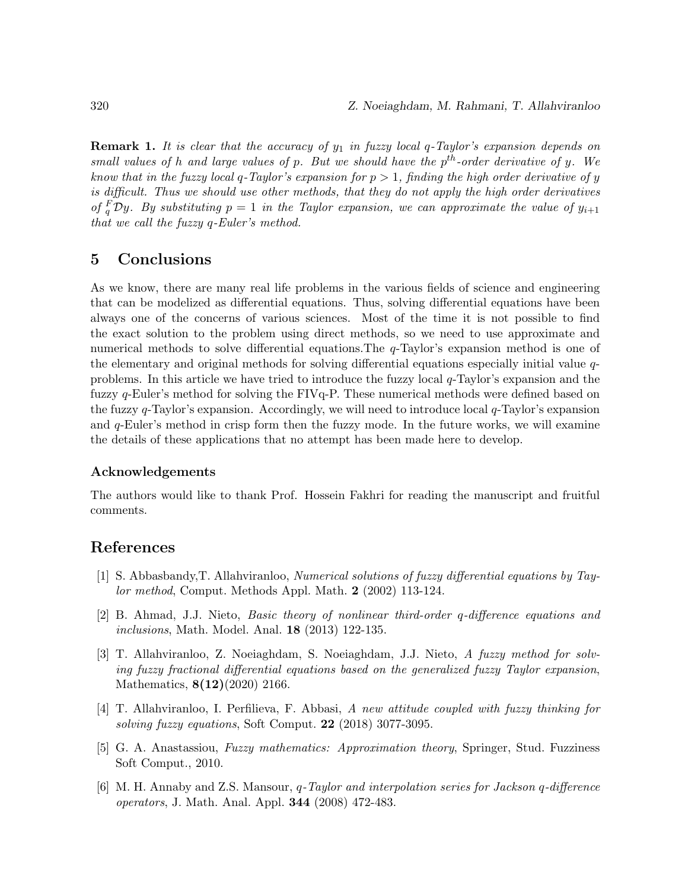**Remark 1.** *It is clear that the accuracy of $y_1$ in fuzzy local q-Taylor's expansion depends on small values of h and large values of p. But we should have the $p^{th}$-order derivative of y. We know that in the fuzzy local q-Taylor's expansion for $p > 1$, finding the high order derivative of y is difficult. Thus we should use other methods, that they do not apply the high order derivatives of ${}^{F}_{q}\mathcal{D}y$. By substituting $p = 1$ in the Taylor expansion, we can approximate the value of $y_{i+1}$ that we call the fuzzy q-Euler's method.*

## 5 Conclusions

As we know, there are many real life problems in the various fields of science and engineering that can be modelized as differential equations. Thus, solving differential equations have been always one of the concerns of various sciences. Most of the time it is not possible to find the exact solution to the problem using direct methods, so we need to use approximate and numerical methods to solve differential equations.The $q$-Taylor's expansion method is one of the elementary and original methods for solving differential equations especially initial value $q$-problems. In this article we have tried to introduce the fuzzy local $q$-Taylor's expansion and the fuzzy $q$-Euler's method for solving the FIVq-P. These numerical methods were defined based on the fuzzy $q$-Taylor's expansion. Accordingly, we will need to introduce local $q$-Taylor's expansion and $q$-Euler's method in crisp form then the fuzzy mode. In the future works, we will examine the details of these applications that no attempt has been made here to develop.

### Acknowledgements

The authors would like to thank Prof. Hossein Fakhri for reading the manuscript and fruitful comments.

## References

[1] S. Abbasbandy,T. Allahviranloo, *Numerical solutions of fuzzy differential equations by Taylor method*, Comput. Methods Appl. Math. **2** (2002) 113-124.

[2] B. Ahmad, J.J. Nieto, *Basic theory of nonlinear third-order q-difference equations and inclusions*, Math. Model. Anal. **18** (2013) 122-135.

[3] T. Allahviranloo, Z. Noeiaghdam, S. Noeiaghdam, J.J. Nieto, *A fuzzy method for solving fuzzy fractional differential equations based on the generalized fuzzy Taylor expansion*, Mathematics, **8(12)**(2020) 2166.

[4] T. Allahviranloo, I. Perfilieva, F. Abbasi, *A new attitude coupled with fuzzy thinking for solving fuzzy equations*, Soft Comput. **22** (2018) 3077-3095.

[5] G. A. Anastassiou, *Fuzzy mathematics: Approximation theory*, Springer, Stud. Fuzziness Soft Comput., 2010.

[6] M. H. Annaby and Z.S. Mansour, *q-Taylor and interpolation series for Jackson q-difference operators*, J. Math. Anal. Appl. **344** (2008) 472-483.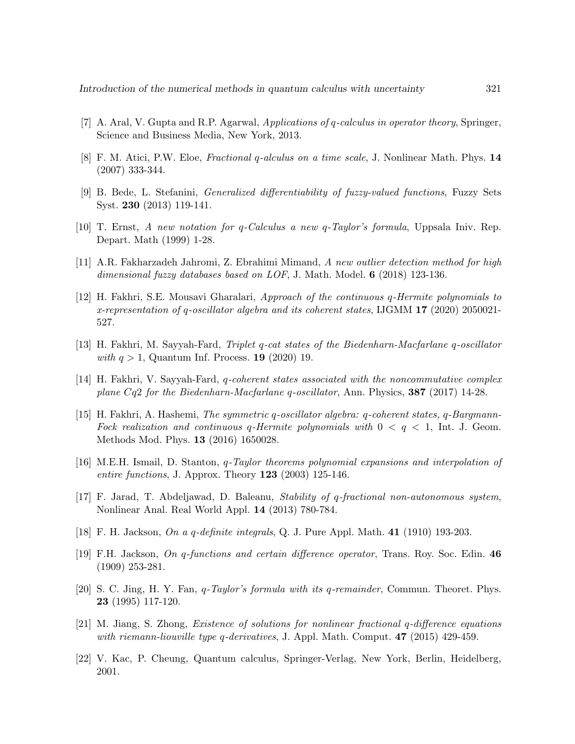[7] A. Aral, V. Gupta and R.P. Agarwal, *Applications of q-calculus in operator theory*, Springer, Science and Business Media, New York, 2013.

[8] F. M. Atici, P.W. Eloe, *Fractional q-alculus on a time scale*, J. Nonlinear Math. Phys. **14** (2007) 333-344.

[9] B. Bede, L. Stefanini, *Generalized differentiability of fuzzy-valued functions*, Fuzzy Sets Syst. **230** (2013) 119-141.

[10] T. Ernst, *A new notation for q-Calculus a new q-Taylor's formula*, Uppsala Iniv. Rep. Depart. Math (1999) 1-28.

[11] A.R. Fakharzadeh Jahromi, Z. Ebrahimi Mimand, *A new outlier detection method for high dimensional fuzzy databases based on LOF*, J. Math. Model. **6** (2018) 123-136.

[12] H. Fakhri, S.E. Mousavi Gharalari, *Approach of the continuous q-Hermite polynomials to x-representation of q-oscillator algebra and its coherent states*, IJGMM **17** (2020) 2050021-527.

[13] H. Fakhri, M. Sayyah-Fard, *Triplet q-cat states of the Biedenharn-Macfarlane q-oscillator with $q > 1$*, Quantum Inf. Process. **19** (2020) 19.

[14] H. Fakhri, V. Sayyah-Fard, *q-coherent states associated with the noncommutative complex plane Cq2 for the Biedenharn-Macfarlane q-oscillator*, Ann. Physics, **387** (2017) 14-28.

[15] H. Fakhri, A. Hashemi, *The symmetric q-oscillator algebra: q-coherent states, q-Bargmann-Fock realization and continuous q-Hermite polynomials with $0 < q < 1$*, Int. J. Geom. Methods Mod. Phys. **13** (2016) 1650028.

[16] M.E.H. Ismail, D. Stanton, *q-Taylor theorems polynomial expansions and interpolation of entire functions*, J. Approx. Theory **123** (2003) 125-146.

[17] F. Jarad, T. Abdeljawad, D. Baleanu, *Stability of q-fractional non-autonomous system*, Nonlinear Anal. Real World Appl. **14** (2013) 780-784.

[18] F. H. Jackson, *On a q-definite integrals*, Q. J. Pure Appl. Math. **41** (1910) 193-203.

[19] F.H. Jackson, *On q-functions and certain difference operator*, Trans. Roy. Soc. Edin. **46** (1909) 253-281.

[20] S. C. Jing, H. Y. Fan, *q-Taylor's formula with its q-remainder*, Commun. Theoret. Phys. **23** (1995) 117-120.

[21] M. Jiang, S. Zhong, *Existence of solutions for nonlinear fractional q-difference equations with riemann-liouville type q-derivatives*, J. Appl. Math. Comput. **47** (2015) 429-459.

[22] V. Kac, P. Cheung, Quantum calculus, Springer-Verlag, New York, Berlin, Heidelberg, 2001.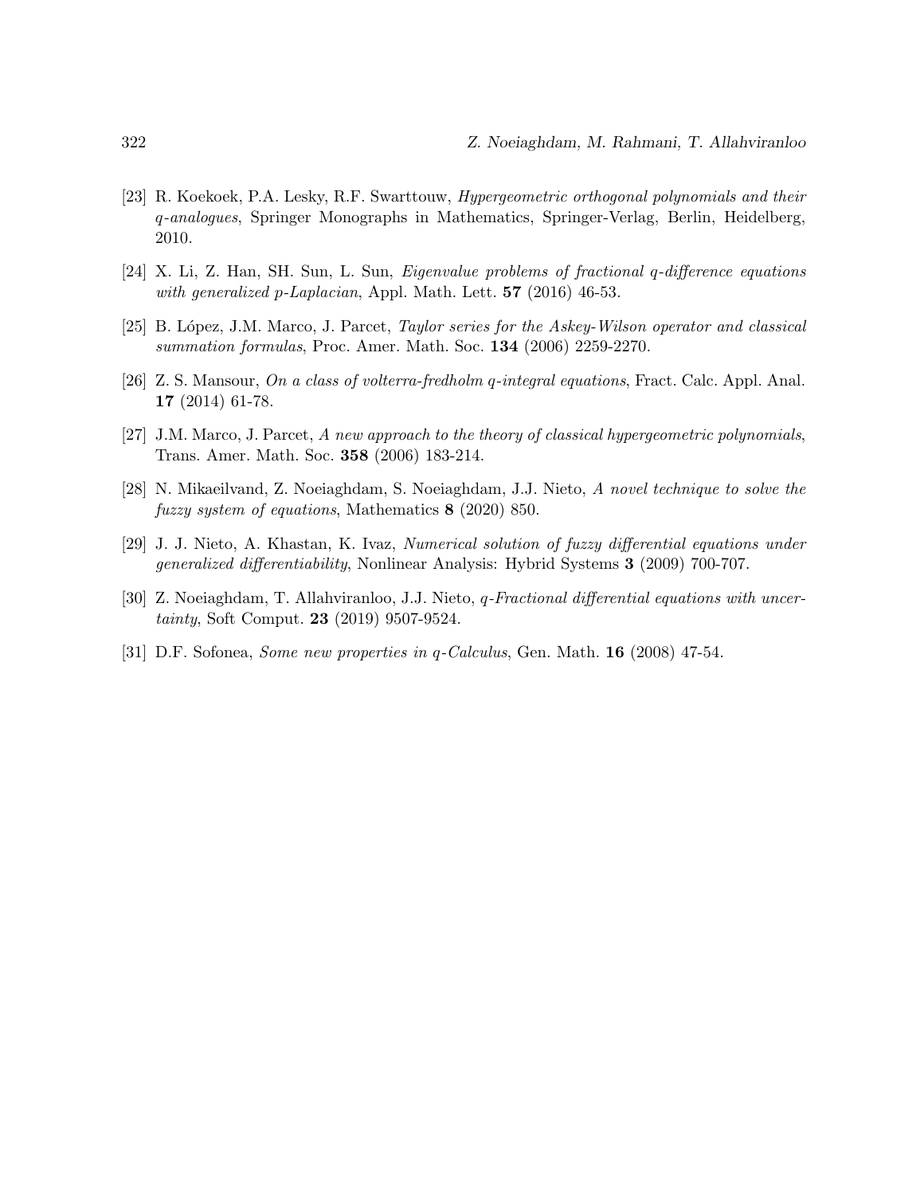[23] R. Koekoek, P.A. Lesky, R.F. Swarttouw, *Hypergeometric orthogonal polynomials and their $q$-analogues*, Springer Monographs in Mathematics, Springer-Verlag, Berlin, Heidelberg, 2010.

[24] X. Li, Z. Han, SH. Sun, L. Sun, *Eigenvalue problems of fractional $q$-difference equations with generalized $p$-Laplacian*, Appl. Math. Lett. **57** (2016) 46-53.

[25] B. López, J.M. Marco, J. Parcet, *Taylor series for the Askey-Wilson operator and classical summation formulas*, Proc. Amer. Math. Soc. **134** (2006) 2259-2270.

[26] Z. S. Mansour, *On a class of volterra-fredholm $q$-integral equations*, Fract. Calc. Appl. Anal. **17** (2014) 61-78.

[27] J.M. Marco, J. Parcet, *A new approach to the theory of classical hypergeometric polynomials*, Trans. Amer. Math. Soc. **358** (2006) 183-214.

[28] N. Mikaeilvand, Z. Noeiaghdam, S. Noeiaghdam, J.J. Nieto, *A novel technique to solve the fuzzy system of equations*, Mathematics **8** (2020) 850.

[29] J. J. Nieto, A. Khastan, K. Ivaz, *Numerical solution of fuzzy differential equations under generalized differentiability*, Nonlinear Analysis: Hybrid Systems **3** (2009) 700-707.

[30] Z. Noeiaghdam, T. Allahviranloo, J.J. Nieto, *$q$-Fractional differential equations with uncertainty*, Soft Comput. **23** (2019) 9507-9524.

[31] D.F. Sofonea, *Some new properties in $q$-Calculus*, Gen. Math. **16** (2008) 47-54.